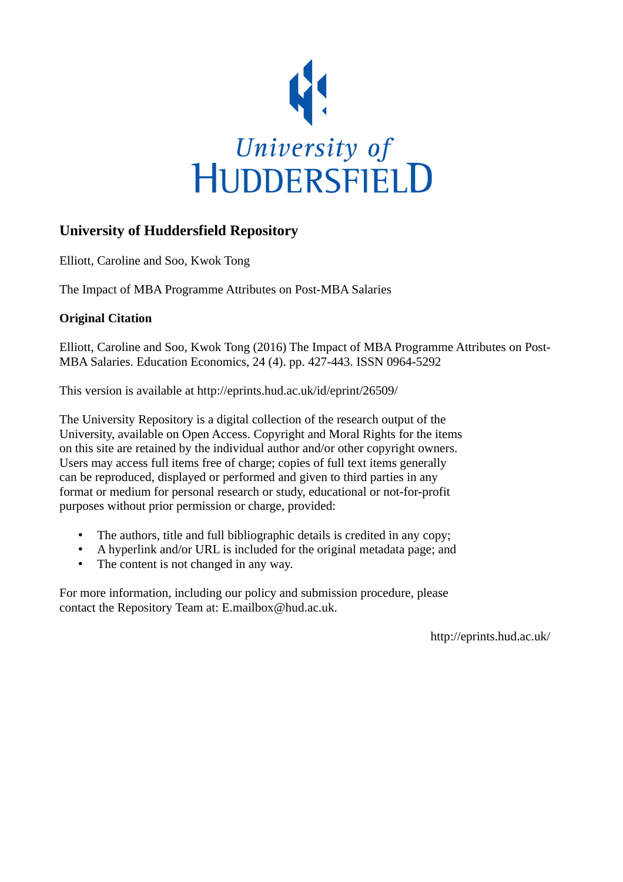University of
HUDDERSFIELD

## University of Huddersfield Repository

Elliott, Caroline and Soo, Kwok Tong

The Impact of MBA Programme Attributes on Post-MBA Salaries

### Original Citation

Elliott, Caroline and Soo, Kwok Tong (2016) The Impact of MBA Programme Attributes on Post-MBA Salaries. Education Economics, 24 (4). pp. 427-443. ISSN 0964-5292

This version is available at http://eprints.hud.ac.uk/id/eprint/26509/

The University Repository is a digital collection of the research output of the University, available on Open Access. Copyright and Moral Rights for the items on this site are retained by the individual author and/or other copyright owners. Users may access full items free of charge; copies of full text items generally can be reproduced, displayed or performed and given to third parties in any format or medium for personal research or study, educational or not-for-profit purposes without prior permission or charge, provided:

- The authors, title and full bibliographic details is credited in any copy;
- A hyperlink and/or URL is included for the original metadata page; and
- The content is not changed in any way.

For more information, including our policy and submission procedure, please contact the Repository Team at: E.mailbox@hud.ac.uk.

http://eprints.hud.ac.uk/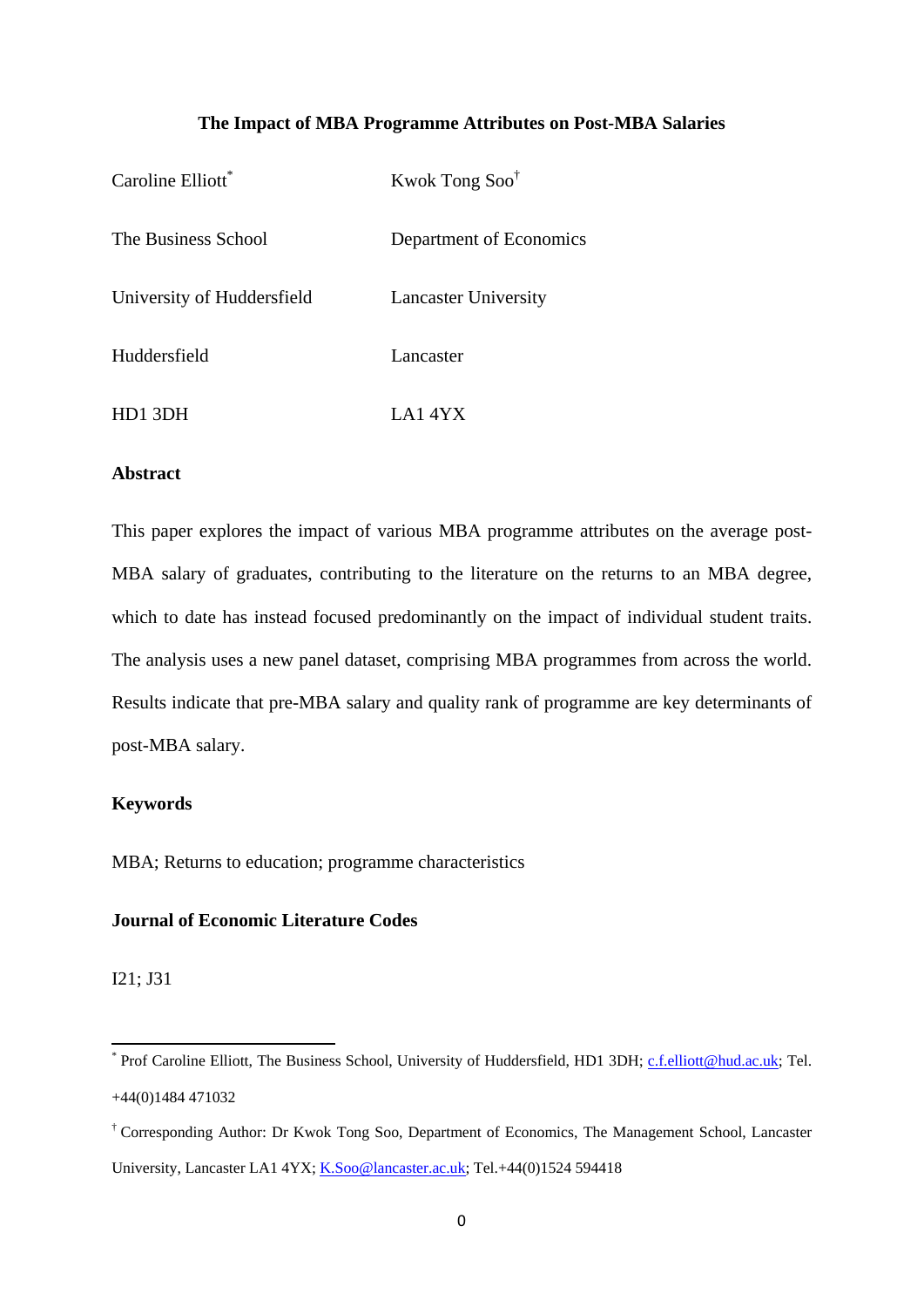# The Impact of MBA Programme Attributes on Post-MBA Salaries

| Caroline Elliott* | Kwok Tong Soo† |
|---|---|
| The Business School | Department of Economics |
| University of Huddersfield | Lancaster University |
| Huddersfield | Lancaster |
| HD1 3DH | LA1 4YX |

**Abstract**

This paper explores the impact of various MBA programme attributes on the average post-MBA salary of graduates, contributing to the literature on the returns to an MBA degree, which to date has instead focused predominantly on the impact of individual student traits. The analysis uses a new panel dataset, comprising MBA programmes from across the world. Results indicate that pre-MBA salary and quality rank of programme are key determinants of post-MBA salary.

**Keywords**

MBA; Returns to education; programme characteristics

**Journal of Economic Literature Codes**

I21; J31

---

* Prof Caroline Elliott, The Business School, University of Huddersfield, HD1 3DH; c.f.elliott@hud.ac.uk; Tel. +44(0)1484 471032

† Corresponding Author: Dr Kwok Tong Soo, Department of Economics, The Management School, Lancaster University, Lancaster LA1 4YX; K.Soo@lancaster.ac.uk; Tel.+44(0)1524 594418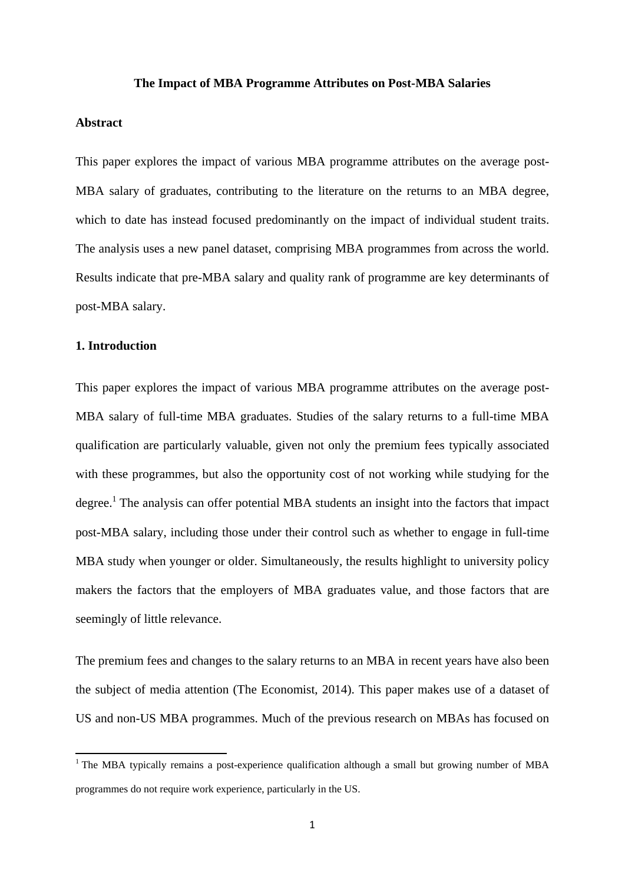**The Impact of MBA Programme Attributes on Post-MBA Salaries**

**Abstract**

This paper explores the impact of various MBA programme attributes on the average post-MBA salary of graduates, contributing to the literature on the returns to an MBA degree, which to date has instead focused predominantly on the impact of individual student traits. The analysis uses a new panel dataset, comprising MBA programmes from across the world. Results indicate that pre-MBA salary and quality rank of programme are key determinants of post-MBA salary.

**1. Introduction**

This paper explores the impact of various MBA programme attributes on the average post-MBA salary of full-time MBA graduates. Studies of the salary returns to a full-time MBA qualification are particularly valuable, given not only the premium fees typically associated with these programmes, but also the opportunity cost of not working while studying for the degree.[1] The analysis can offer potential MBA students an insight into the factors that impact post-MBA salary, including those under their control such as whether to engage in full-time MBA study when younger or older. Simultaneously, the results highlight to university policy makers the factors that the employers of MBA graduates value, and those factors that are seemingly of little relevance.

The premium fees and changes to the salary returns to an MBA in recent years have also been the subject of media attention (The Economist, 2014). This paper makes use of a dataset of US and non-US MBA programmes. Much of the previous research on MBAs has focused on

[1] The MBA typically remains a post-experience qualification although a small but growing number of MBA programmes do not require work experience, particularly in the US.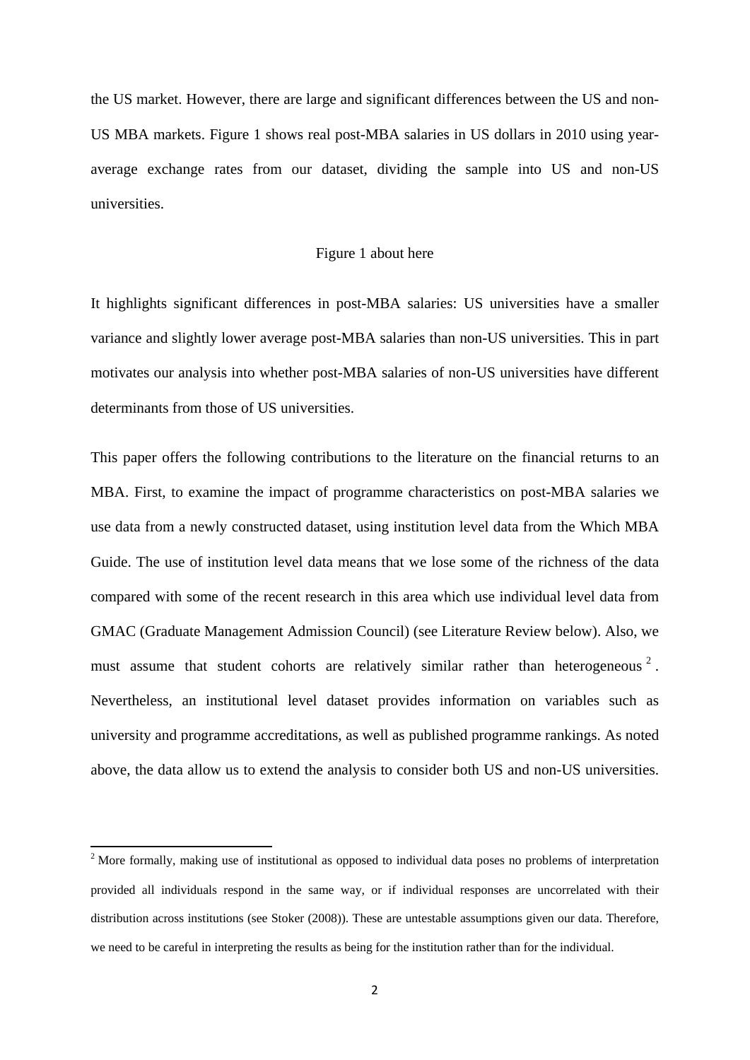the US market. However, there are large and significant differences between the US and non-US MBA markets. Figure 1 shows real post-MBA salaries in US dollars in 2010 using year-average exchange rates from our dataset, dividing the sample into US and non-US universities.

Figure 1 about here

It highlights significant differences in post-MBA salaries: US universities have a smaller variance and slightly lower average post-MBA salaries than non-US universities. This in part motivates our analysis into whether post-MBA salaries of non-US universities have different determinants from those of US universities.

This paper offers the following contributions to the literature on the financial returns to an MBA. First, to examine the impact of programme characteristics on post-MBA salaries we use data from a newly constructed dataset, using institution level data from the Which MBA Guide. The use of institution level data means that we lose some of the richness of the data compared with some of the recent research in this area which use individual level data from GMAC (Graduate Management Admission Council) (see Literature Review below). Also, we must assume that student cohorts are relatively similar rather than heterogeneous [2]. Nevertheless, an institutional level dataset provides information on variables such as university and programme accreditations, as well as published programme rankings. As noted above, the data allow us to extend the analysis to consider both US and non-US universities.

[2] More formally, making use of institutional as opposed to individual data poses no problems of interpretation provided all individuals respond in the same way, or if individual responses are uncorrelated with their distribution across institutions (see Stoker (2008)). These are untestable assumptions given our data. Therefore, we need to be careful in interpreting the results as being for the institution rather than for the individual.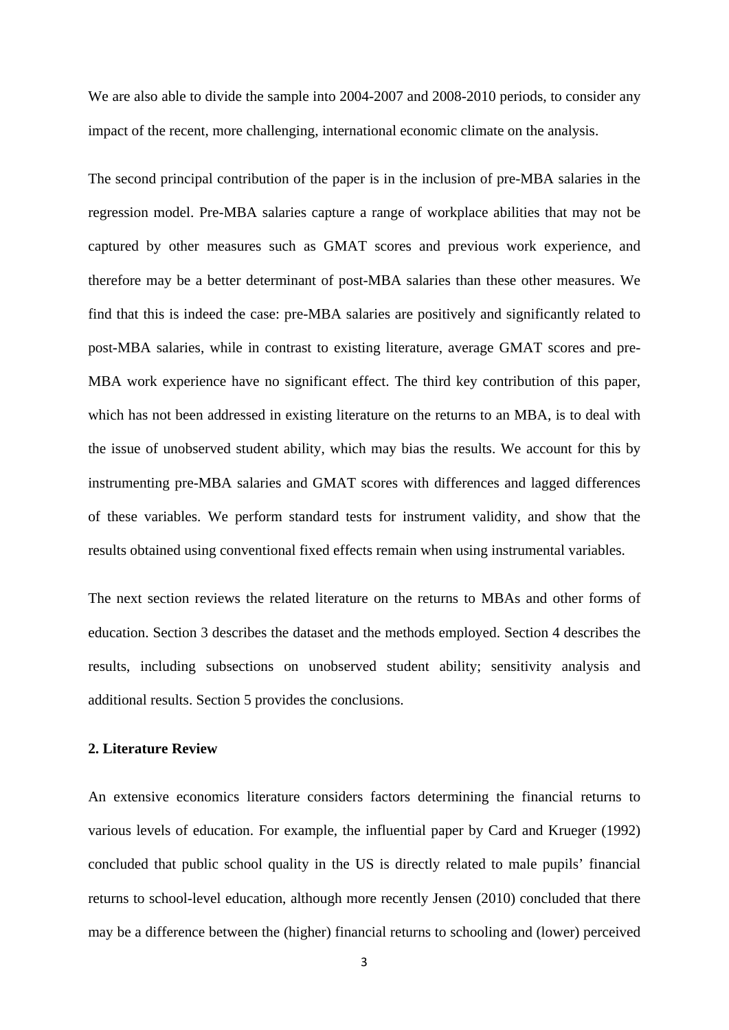We are also able to divide the sample into 2004-2007 and 2008-2010 periods, to consider any impact of the recent, more challenging, international economic climate on the analysis.

The second principal contribution of the paper is in the inclusion of pre-MBA salaries in the regression model. Pre-MBA salaries capture a range of workplace abilities that may not be captured by other measures such as GMAT scores and previous work experience, and therefore may be a better determinant of post-MBA salaries than these other measures. We find that this is indeed the case: pre-MBA salaries are positively and significantly related to post-MBA salaries, while in contrast to existing literature, average GMAT scores and pre-MBA work experience have no significant effect. The third key contribution of this paper, which has not been addressed in existing literature on the returns to an MBA, is to deal with the issue of unobserved student ability, which may bias the results. We account for this by instrumenting pre-MBA salaries and GMAT scores with differences and lagged differences of these variables. We perform standard tests for instrument validity, and show that the results obtained using conventional fixed effects remain when using instrumental variables.

The next section reviews the related literature on the returns to MBAs and other forms of education. Section 3 describes the dataset and the methods employed. Section 4 describes the results, including subsections on unobserved student ability; sensitivity analysis and additional results. Section 5 provides the conclusions.

## 2. Literature Review

An extensive economics literature considers factors determining the financial returns to various levels of education. For example, the influential paper by Card and Krueger (1992) concluded that public school quality in the US is directly related to male pupils' financial returns to school-level education, although more recently Jensen (2010) concluded that there may be a difference between the (higher) financial returns to schooling and (lower) perceived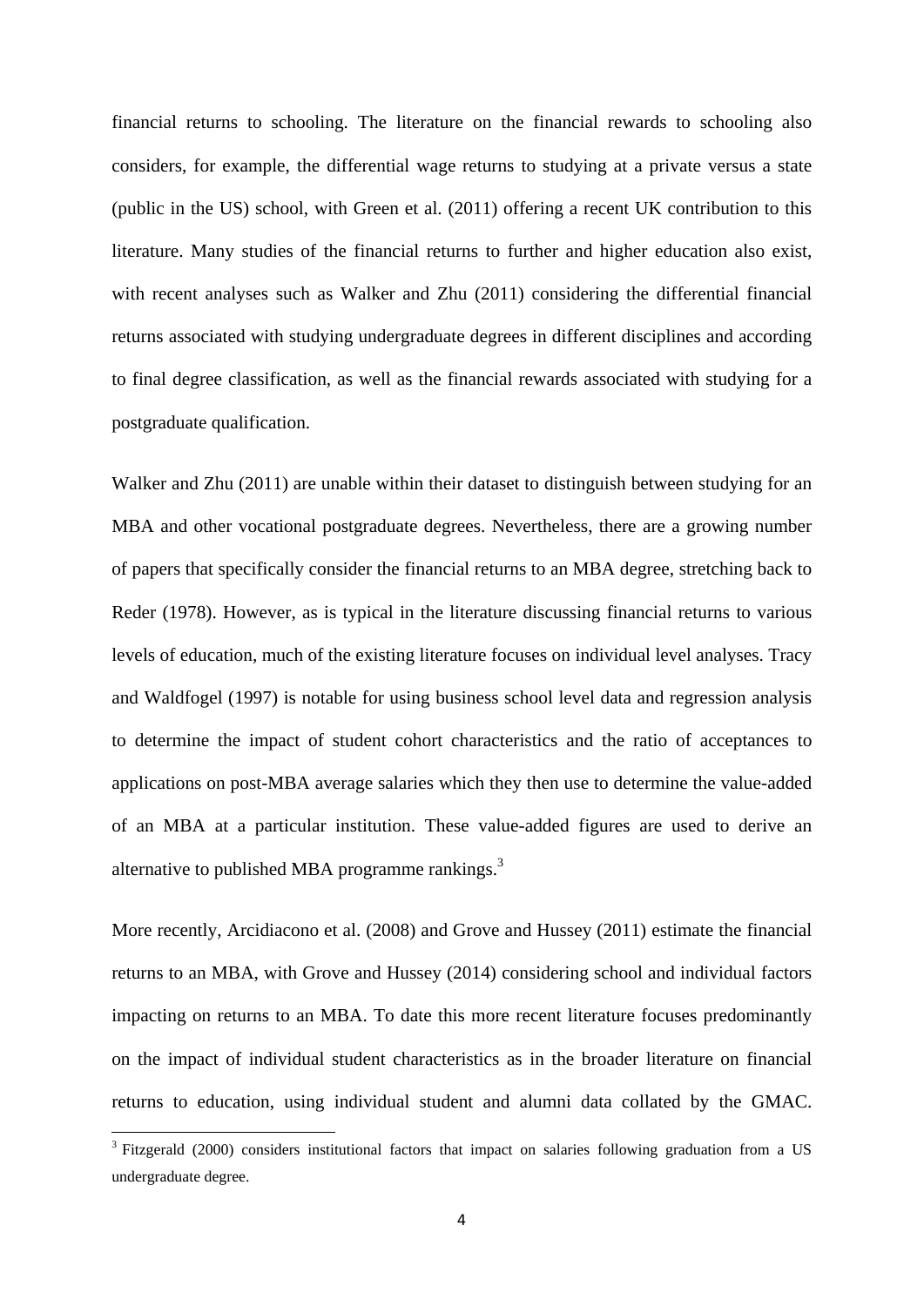financial returns to schooling. The literature on the financial rewards to schooling also considers, for example, the differential wage returns to studying at a private versus a state (public in the US) school, with Green et al. (2011) offering a recent UK contribution to this literature. Many studies of the financial returns to further and higher education also exist, with recent analyses such as Walker and Zhu (2011) considering the differential financial returns associated with studying undergraduate degrees in different disciplines and according to final degree classification, as well as the financial rewards associated with studying for a postgraduate qualification.

Walker and Zhu (2011) are unable within their dataset to distinguish between studying for an MBA and other vocational postgraduate degrees. Nevertheless, there are a growing number of papers that specifically consider the financial returns to an MBA degree, stretching back to Reder (1978). However, as is typical in the literature discussing financial returns to various levels of education, much of the existing literature focuses on individual level analyses. Tracy and Waldfogel (1997) is notable for using business school level data and regression analysis to determine the impact of student cohort characteristics and the ratio of acceptances to applications on post-MBA average salaries which they then use to determine the value-added of an MBA at a particular institution. These value-added figures are used to derive an alternative to published MBA programme rankings.[3]

More recently, Arcidiacono et al. (2008) and Grove and Hussey (2011) estimate the financial returns to an MBA, with Grove and Hussey (2014) considering school and individual factors impacting on returns to an MBA. To date this more recent literature focuses predominantly on the impact of individual student characteristics as in the broader literature on financial returns to education, using individual student and alumni data collated by the GMAC.

[3] Fitzgerald (2000) considers institutional factors that impact on salaries following graduation from a US undergraduate degree.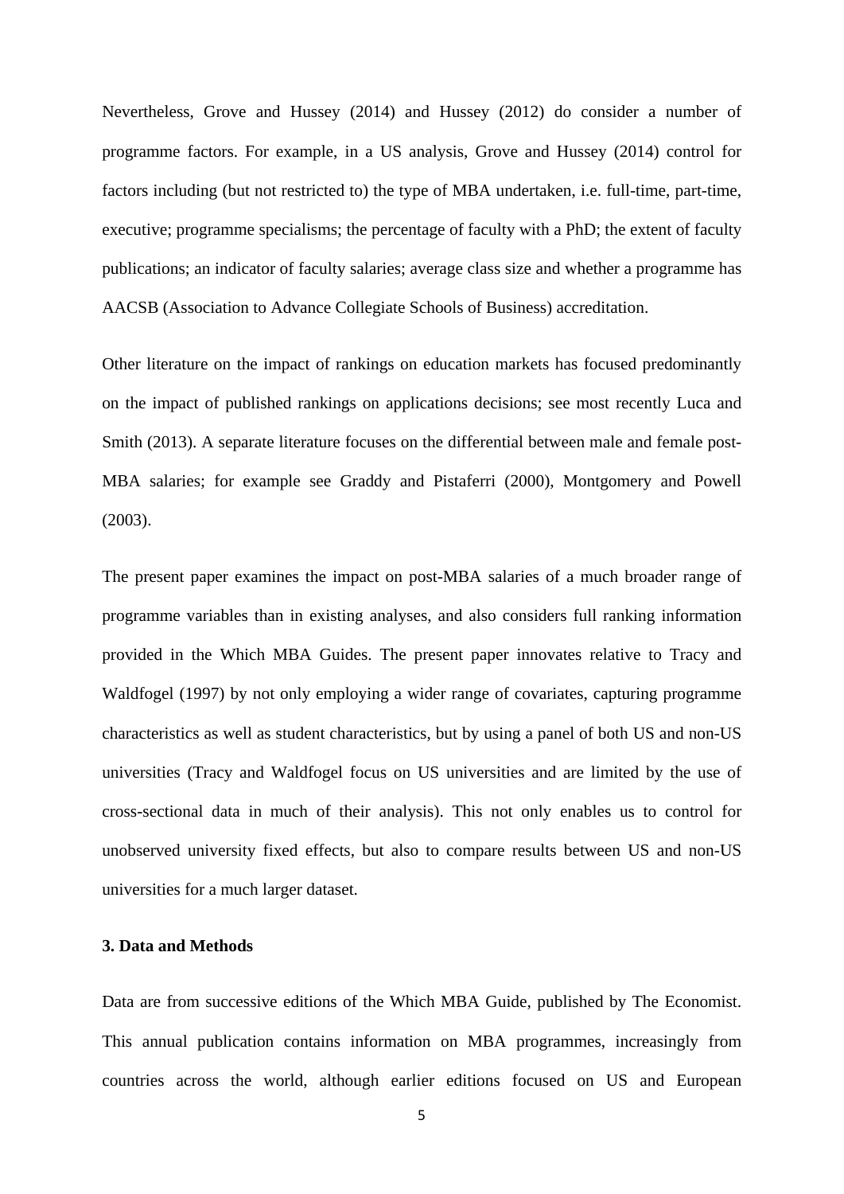Nevertheless, Grove and Hussey (2014) and Hussey (2012) do consider a number of programme factors. For example, in a US analysis, Grove and Hussey (2014) control for factors including (but not restricted to) the type of MBA undertaken, i.e. full-time, part-time, executive; programme specialisms; the percentage of faculty with a PhD; the extent of faculty publications; an indicator of faculty salaries; average class size and whether a programme has AACSB (Association to Advance Collegiate Schools of Business) accreditation.

Other literature on the impact of rankings on education markets has focused predominantly on the impact of published rankings on applications decisions; see most recently Luca and Smith (2013). A separate literature focuses on the differential between male and female post-MBA salaries; for example see Graddy and Pistaferri (2000), Montgomery and Powell (2003).

The present paper examines the impact on post-MBA salaries of a much broader range of programme variables than in existing analyses, and also considers full ranking information provided in the Which MBA Guides. The present paper innovates relative to Tracy and Waldfogel (1997) by not only employing a wider range of covariates, capturing programme characteristics as well as student characteristics, but by using a panel of both US and non-US universities (Tracy and Waldfogel focus on US universities and are limited by the use of cross-sectional data in much of their analysis). This not only enables us to control for unobserved university fixed effects, but also to compare results between US and non-US universities for a much larger dataset.

## 3. Data and Methods

Data are from successive editions of the Which MBA Guide, published by The Economist. This annual publication contains information on MBA programmes, increasingly from countries across the world, although earlier editions focused on US and European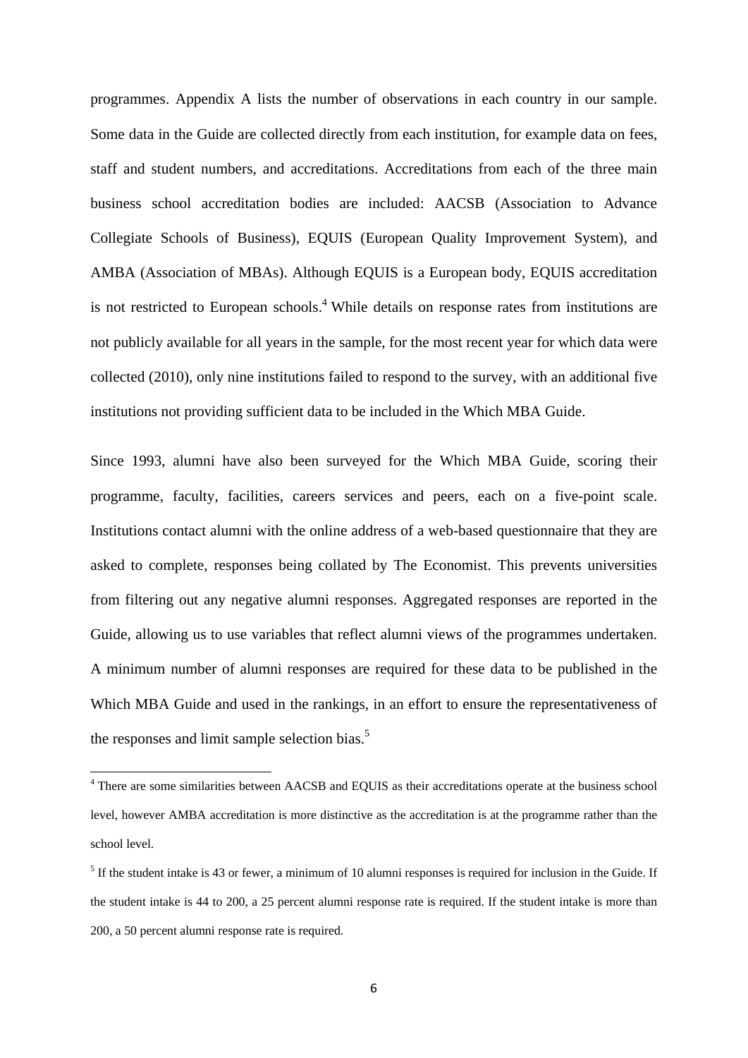programmes. Appendix A lists the number of observations in each country in our sample. Some data in the Guide are collected directly from each institution, for example data on fees, staff and student numbers, and accreditations. Accreditations from each of the three main business school accreditation bodies are included: AACSB (Association to Advance Collegiate Schools of Business), EQUIS (European Quality Improvement System), and AMBA (Association of MBAs). Although EQUIS is a European body, EQUIS accreditation is not restricted to European schools.[4] While details on response rates from institutions are not publicly available for all years in the sample, for the most recent year for which data were collected (2010), only nine institutions failed to respond to the survey, with an additional five institutions not providing sufficient data to be included in the Which MBA Guide.

Since 1993, alumni have also been surveyed for the Which MBA Guide, scoring their programme, faculty, facilities, careers services and peers, each on a five-point scale. Institutions contact alumni with the online address of a web-based questionnaire that they are asked to complete, responses being collated by The Economist. This prevents universities from filtering out any negative alumni responses. Aggregated responses are reported in the Guide, allowing us to use variables that reflect alumni views of the programmes undertaken. A minimum number of alumni responses are required for these data to be published in the Which MBA Guide and used in the rankings, in an effort to ensure the representativeness of the responses and limit sample selection bias.[5]

[4] There are some similarities between AACSB and EQUIS as their accreditations operate at the business school level, however AMBA accreditation is more distinctive as the accreditation is at the programme rather than the school level.

[5] If the student intake is 43 or fewer, a minimum of 10 alumni responses is required for inclusion in the Guide. If the student intake is 44 to 200, a 25 percent alumni response rate is required. If the student intake is more than 200, a 50 percent alumni response rate is required.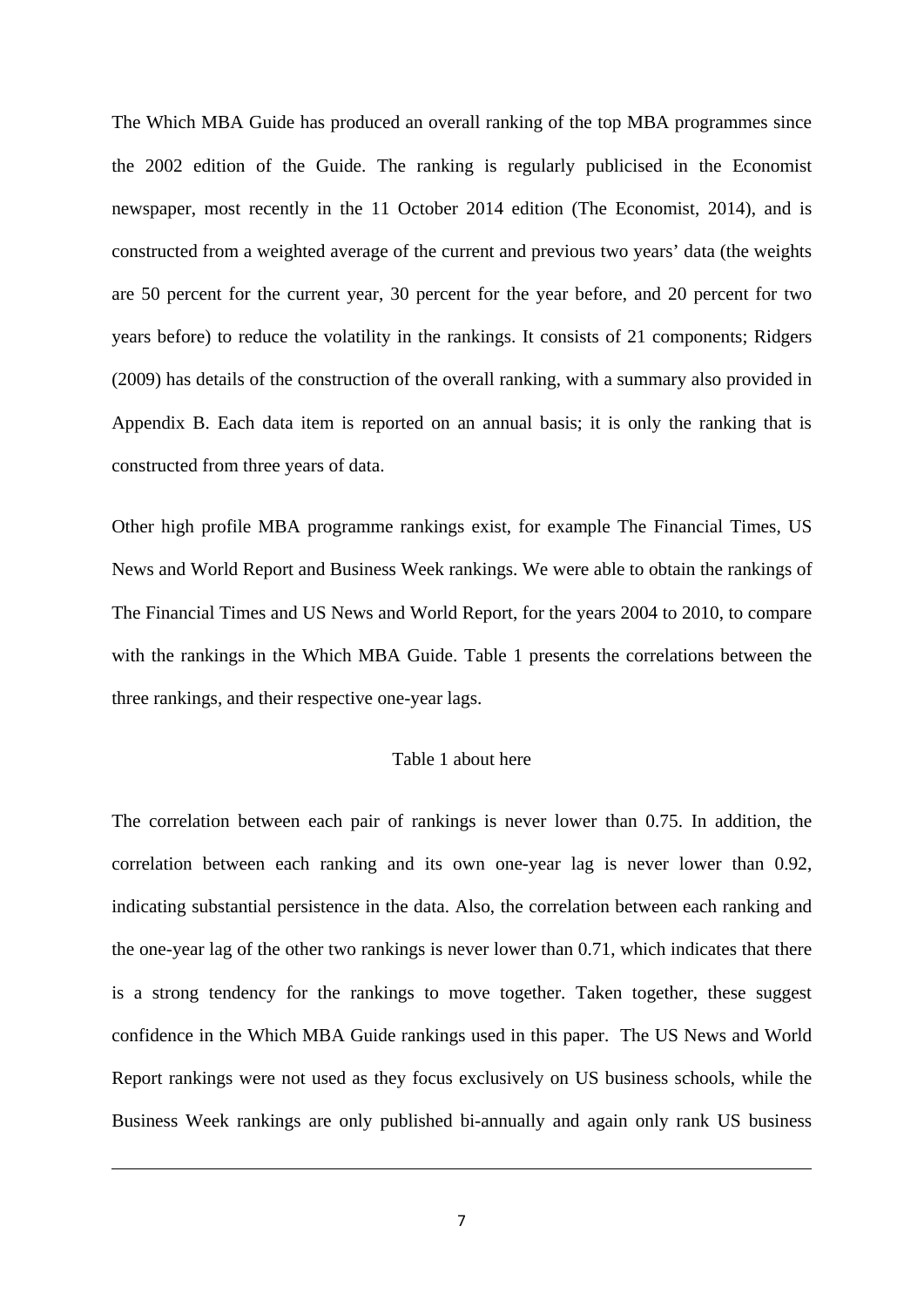The Which MBA Guide has produced an overall ranking of the top MBA programmes since the 2002 edition of the Guide. The ranking is regularly publicised in the Economist newspaper, most recently in the 11 October 2014 edition (The Economist, 2014), and is constructed from a weighted average of the current and previous two years' data (the weights are 50 percent for the current year, 30 percent for the year before, and 20 percent for two years before) to reduce the volatility in the rankings. It consists of 21 components; Ridgers (2009) has details of the construction of the overall ranking, with a summary also provided in Appendix B. Each data item is reported on an annual basis; it is only the ranking that is constructed from three years of data.

Other high profile MBA programme rankings exist, for example The Financial Times, US News and World Report and Business Week rankings. We were able to obtain the rankings of The Financial Times and US News and World Report, for the years 2004 to 2010, to compare with the rankings in the Which MBA Guide. Table 1 presents the correlations between the three rankings, and their respective one-year lags.

Table 1 about here

The correlation between each pair of rankings is never lower than 0.75. In addition, the correlation between each ranking and its own one-year lag is never lower than 0.92, indicating substantial persistence in the data. Also, the correlation between each ranking and the one-year lag of the other two rankings is never lower than 0.71, which indicates that there is a strong tendency for the rankings to move together. Taken together, these suggest confidence in the Which MBA Guide rankings used in this paper. The US News and World Report rankings were not used as they focus exclusively on US business schools, while the Business Week rankings are only published bi-annually and again only rank US business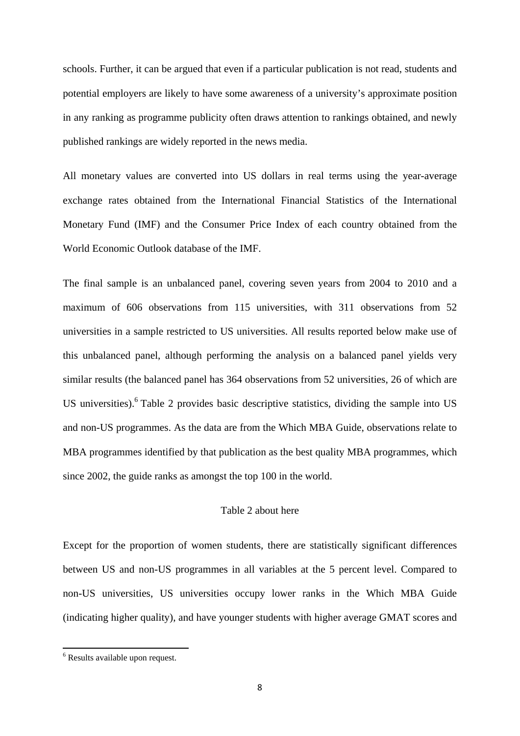schools. Further, it can be argued that even if a particular publication is not read, students and potential employers are likely to have some awareness of a university's approximate position in any ranking as programme publicity often draws attention to rankings obtained, and newly published rankings are widely reported in the news media.

All monetary values are converted into US dollars in real terms using the year-average exchange rates obtained from the International Financial Statistics of the International Monetary Fund (IMF) and the Consumer Price Index of each country obtained from the World Economic Outlook database of the IMF.

The final sample is an unbalanced panel, covering seven years from 2004 to 2010 and a maximum of 606 observations from 115 universities, with 311 observations from 52 universities in a sample restricted to US universities. All results reported below make use of this unbalanced panel, although performing the analysis on a balanced panel yields very similar results (the balanced panel has 364 observations from 52 universities, 26 of which are US universities).[6] Table 2 provides basic descriptive statistics, dividing the sample into US and non-US programmes. As the data are from the Which MBA Guide, observations relate to MBA programmes identified by that publication as the best quality MBA programmes, which since 2002, the guide ranks as amongst the top 100 in the world.

Table 2 about here

Except for the proportion of women students, there are statistically significant differences between US and non-US programmes in all variables at the 5 percent level. Compared to non-US universities, US universities occupy lower ranks in the Which MBA Guide (indicating higher quality), and have younger students with higher average GMAT scores and

[6] Results available upon request.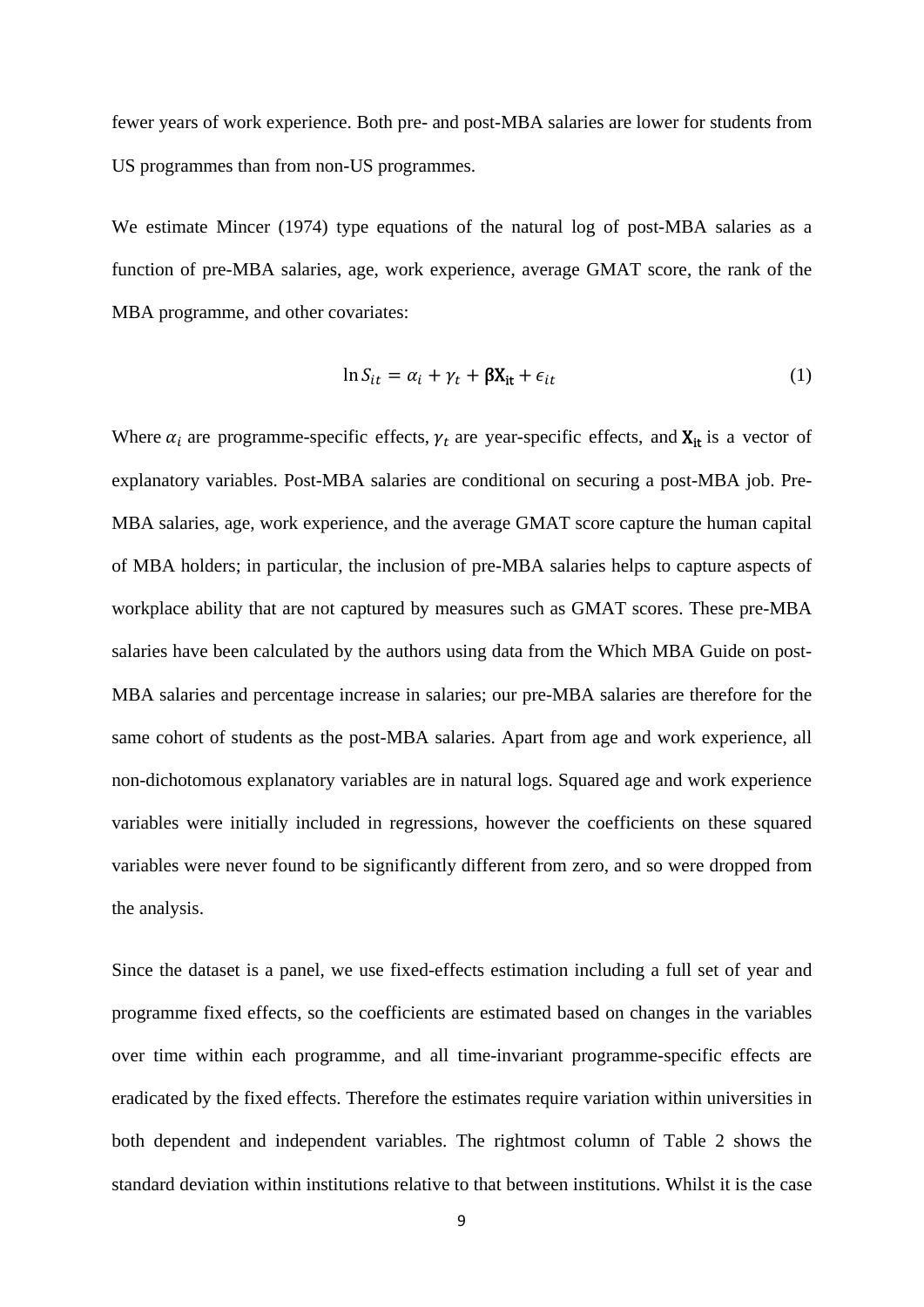fewer years of work experience. Both pre- and post-MBA salaries are lower for students from US programmes than from non-US programmes.

We estimate Mincer (1974) type equations of the natural log of post-MBA salaries as a function of pre-MBA salaries, age, work experience, average GMAT score, the rank of the MBA programme, and other covariates:

$$\ln S_{it} = \alpha_i + \gamma_t + \boldsymbol{\beta}\mathbf{X}_{\mathbf{it}} + \epsilon_{it} \tag{1}$$

Where $\alpha_i$ are programme-specific effects, $\gamma_t$ are year-specific effects, and $\mathbf{X}_{\mathbf{it}}$ is a vector of explanatory variables. Post-MBA salaries are conditional on securing a post-MBA job. Pre-MBA salaries, age, work experience, and the average GMAT score capture the human capital of MBA holders; in particular, the inclusion of pre-MBA salaries helps to capture aspects of workplace ability that are not captured by measures such as GMAT scores. These pre-MBA salaries have been calculated by the authors using data from the Which MBA Guide on post-MBA salaries and percentage increase in salaries; our pre-MBA salaries are therefore for the same cohort of students as the post-MBA salaries. Apart from age and work experience, all non-dichotomous explanatory variables are in natural logs. Squared age and work experience variables were initially included in regressions, however the coefficients on these squared variables were never found to be significantly different from zero, and so were dropped from the analysis.

Since the dataset is a panel, we use fixed-effects estimation including a full set of year and programme fixed effects, so the coefficients are estimated based on changes in the variables over time within each programme, and all time-invariant programme-specific effects are eradicated by the fixed effects. Therefore the estimates require variation within universities in both dependent and independent variables. The rightmost column of Table 2 shows the standard deviation within institutions relative to that between institutions. Whilst it is the case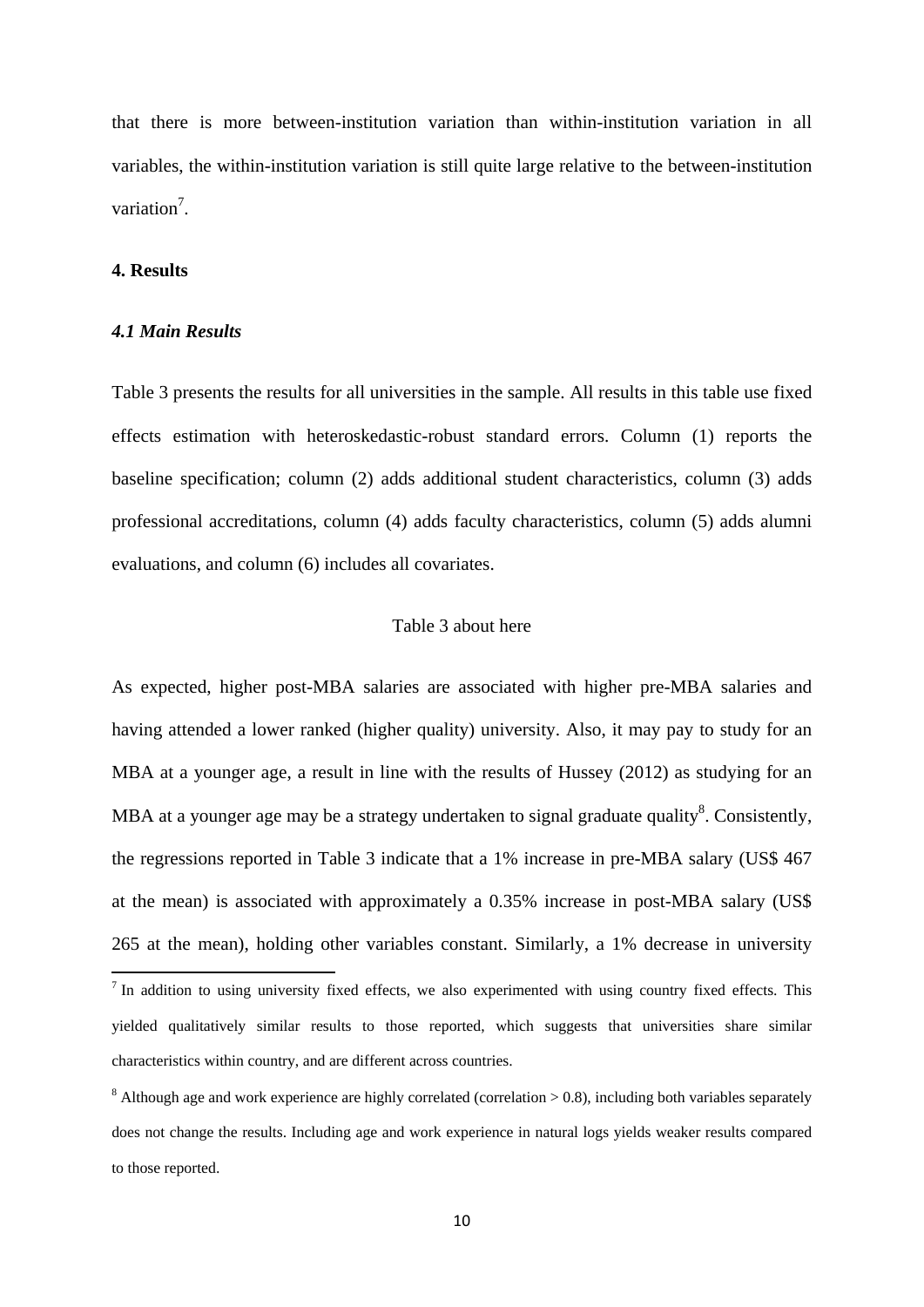that there is more between-institution variation than within-institution variation in all variables, the within-institution variation is still quite large relative to the between-institution variation[7].

## 4. Results

### *4.1 Main Results*

Table 3 presents the results for all universities in the sample. All results in this table use fixed effects estimation with heteroskedastic-robust standard errors. Column (1) reports the baseline specification; column (2) adds additional student characteristics, column (3) adds professional accreditations, column (4) adds faculty characteristics, column (5) adds alumni evaluations, and column (6) includes all covariates.

Table 3 about here

As expected, higher post-MBA salaries are associated with higher pre-MBA salaries and having attended a lower ranked (higher quality) university. Also, it may pay to study for an MBA at a younger age, a result in line with the results of Hussey (2012) as studying for an MBA at a younger age may be a strategy undertaken to signal graduate quality[8]. Consistently, the regressions reported in Table 3 indicate that a 1% increase in pre-MBA salary (US$ 467 at the mean) is associated with approximately a 0.35% increase in post-MBA salary (US$ 265 at the mean), holding other variables constant. Similarly, a 1% decrease in university

---

[7] In addition to using university fixed effects, we also experimented with using country fixed effects. This yielded qualitatively similar results to those reported, which suggests that universities share similar characteristics within country, and are different across countries.

[8] Although age and work experience are highly correlated (correlation > 0.8), including both variables separately does not change the results. Including age and work experience in natural logs yields weaker results compared to those reported.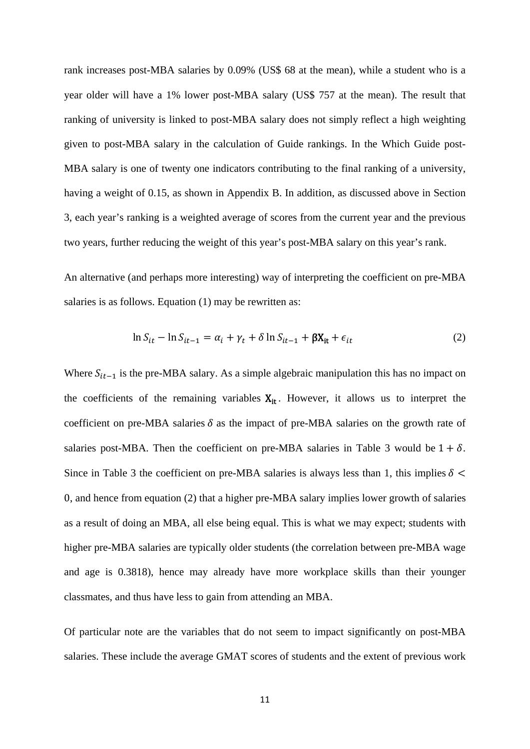rank increases post-MBA salaries by 0.09% (US$ 68 at the mean), while a student who is a year older will have a 1% lower post-MBA salary (US$ 757 at the mean). The result that ranking of university is linked to post-MBA salary does not simply reflect a high weighting given to post-MBA salary in the calculation of Guide rankings. In the Which Guide post-MBA salary is one of twenty one indicators contributing to the final ranking of a university, having a weight of 0.15, as shown in Appendix B. In addition, as discussed above in Section 3, each year's ranking is a weighted average of scores from the current year and the previous two years, further reducing the weight of this year's post-MBA salary on this year's rank.

An alternative (and perhaps more interesting) way of interpreting the coefficient on pre-MBA salaries is as follows. Equation (1) may be rewritten as:

$$\ln S_{it} - \ln S_{it-1} = \alpha_i + \gamma_t + \delta \ln S_{it-1} + \boldsymbol{\beta}\mathbf{X}_{\mathbf{it}} + \epsilon_{it} \tag{2}$$

Where $S_{it-1}$ is the pre-MBA salary. As a simple algebraic manipulation this has no impact on the coefficients of the remaining variables $\mathbf{X}_{\mathbf{it}}$. However, it allows us to interpret the coefficient on pre-MBA salaries $\delta$ as the impact of pre-MBA salaries on the growth rate of salaries post-MBA. Then the coefficient on pre-MBA salaries in Table 3 would be $1 + \delta$. Since in Table 3 the coefficient on pre-MBA salaries is always less than 1, this implies $\delta < 0$, and hence from equation (2) that a higher pre-MBA salary implies lower growth of salaries as a result of doing an MBA, all else being equal. This is what we may expect; students with higher pre-MBA salaries are typically older students (the correlation between pre-MBA wage and age is 0.3818), hence may already have more workplace skills than their younger classmates, and thus have less to gain from attending an MBA.

Of particular note are the variables that do not seem to impact significantly on post-MBA salaries. These include the average GMAT scores of students and the extent of previous work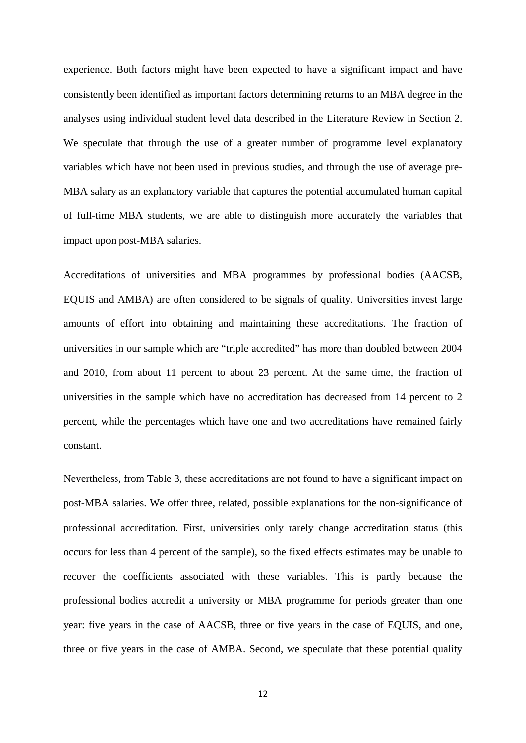experience. Both factors might have been expected to have a significant impact and have consistently been identified as important factors determining returns to an MBA degree in the analyses using individual student level data described in the Literature Review in Section 2. We speculate that through the use of a greater number of programme level explanatory variables which have not been used in previous studies, and through the use of average pre-MBA salary as an explanatory variable that captures the potential accumulated human capital of full-time MBA students, we are able to distinguish more accurately the variables that impact upon post-MBA salaries.

Accreditations of universities and MBA programmes by professional bodies (AACSB, EQUIS and AMBA) are often considered to be signals of quality. Universities invest large amounts of effort into obtaining and maintaining these accreditations. The fraction of universities in our sample which are "triple accredited" has more than doubled between 2004 and 2010, from about 11 percent to about 23 percent. At the same time, the fraction of universities in the sample which have no accreditation has decreased from 14 percent to 2 percent, while the percentages which have one and two accreditations have remained fairly constant.

Nevertheless, from Table 3, these accreditations are not found to have a significant impact on post-MBA salaries. We offer three, related, possible explanations for the non-significance of professional accreditation. First, universities only rarely change accreditation status (this occurs for less than 4 percent of the sample), so the fixed effects estimates may be unable to recover the coefficients associated with these variables. This is partly because the professional bodies accredit a university or MBA programme for periods greater than one year: five years in the case of AACSB, three or five years in the case of EQUIS, and one, three or five years in the case of AMBA. Second, we speculate that these potential quality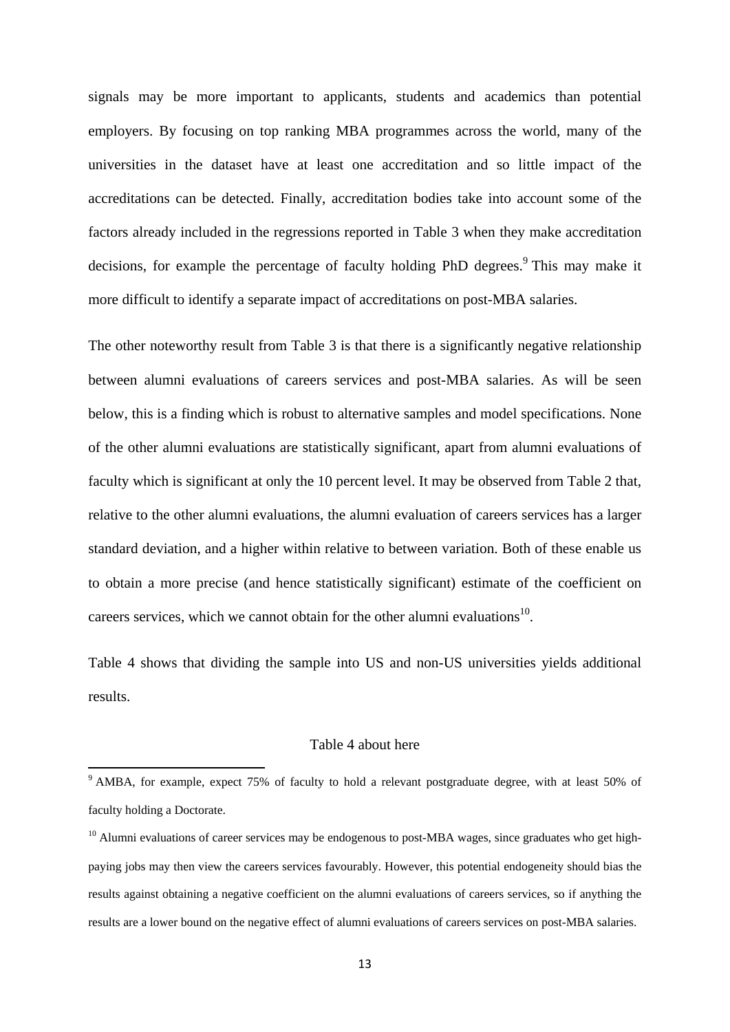signals may be more important to applicants, students and academics than potential employers. By focusing on top ranking MBA programmes across the world, many of the universities in the dataset have at least one accreditation and so little impact of the accreditations can be detected. Finally, accreditation bodies take into account some of the factors already included in the regressions reported in Table 3 when they make accreditation decisions, for example the percentage of faculty holding PhD degrees.[9] This may make it more difficult to identify a separate impact of accreditations on post-MBA salaries.

The other noteworthy result from Table 3 is that there is a significantly negative relationship between alumni evaluations of careers services and post-MBA salaries. As will be seen below, this is a finding which is robust to alternative samples and model specifications. None of the other alumni evaluations are statistically significant, apart from alumni evaluations of faculty which is significant at only the 10 percent level. It may be observed from Table 2 that, relative to the other alumni evaluations, the alumni evaluation of careers services has a larger standard deviation, and a higher within relative to between variation. Both of these enable us to obtain a more precise (and hence statistically significant) estimate of the coefficient on careers services, which we cannot obtain for the other alumni evaluations[10].

Table 4 shows that dividing the sample into US and non-US universities yields additional results.

Table 4 about here

[9] AMBA, for example, expect 75% of faculty to hold a relevant postgraduate degree, with at least 50% of faculty holding a Doctorate.

[10] Alumni evaluations of career services may be endogenous to post-MBA wages, since graduates who get high-paying jobs may then view the careers services favourably. However, this potential endogeneity should bias the results against obtaining a negative coefficient on the alumni evaluations of careers services, so if anything the results are a lower bound on the negative effect of alumni evaluations of careers services on post-MBA salaries.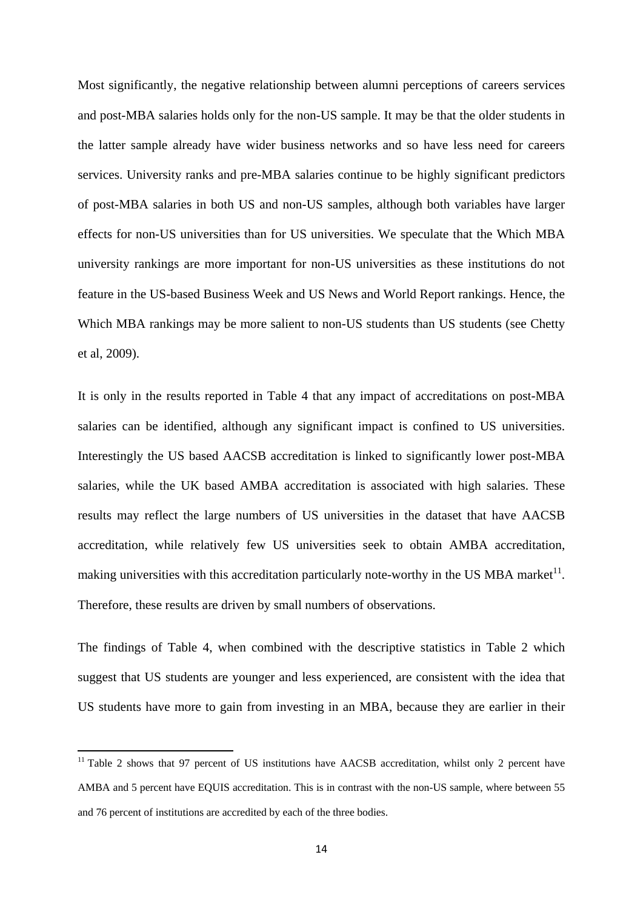Most significantly, the negative relationship between alumni perceptions of careers services and post-MBA salaries holds only for the non-US sample. It may be that the older students in the latter sample already have wider business networks and so have less need for careers services. University ranks and pre-MBA salaries continue to be highly significant predictors of post-MBA salaries in both US and non-US samples, although both variables have larger effects for non-US universities than for US universities. We speculate that the Which MBA university rankings are more important for non-US universities as these institutions do not feature in the US-based Business Week and US News and World Report rankings. Hence, the Which MBA rankings may be more salient to non-US students than US students (see Chetty et al, 2009).

It is only in the results reported in Table 4 that any impact of accreditations on post-MBA salaries can be identified, although any significant impact is confined to US universities. Interestingly the US based AACSB accreditation is linked to significantly lower post-MBA salaries, while the UK based AMBA accreditation is associated with high salaries. These results may reflect the large numbers of US universities in the dataset that have AACSB accreditation, while relatively few US universities seek to obtain AMBA accreditation, making universities with this accreditation particularly note-worthy in the US MBA market[11]. Therefore, these results are driven by small numbers of observations.

The findings of Table 4, when combined with the descriptive statistics in Table 2 which suggest that US students are younger and less experienced, are consistent with the idea that US students have more to gain from investing in an MBA, because they are earlier in their

[11] Table 2 shows that 97 percent of US institutions have AACSB accreditation, whilst only 2 percent have AMBA and 5 percent have EQUIS accreditation. This is in contrast with the non-US sample, where between 55 and 76 percent of institutions are accredited by each of the three bodies.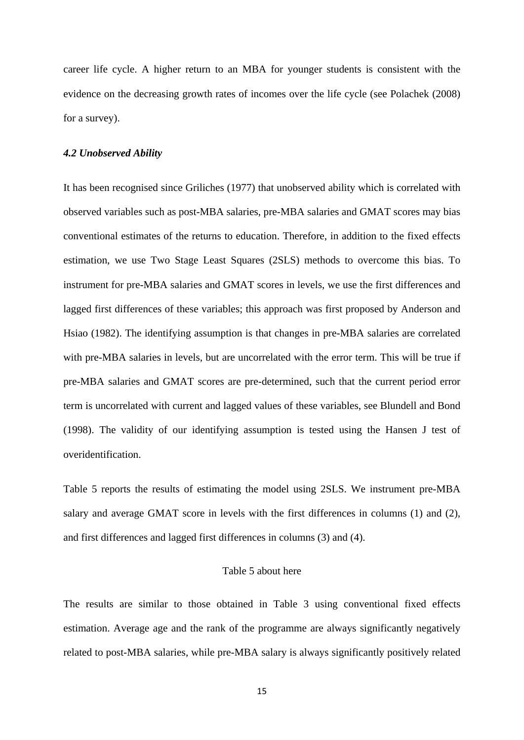career life cycle. A higher return to an MBA for younger students is consistent with the evidence on the decreasing growth rates of incomes over the life cycle (see Polachek (2008) for a survey).

### *4.2 Unobserved Ability*

It has been recognised since Griliches (1977) that unobserved ability which is correlated with observed variables such as post-MBA salaries, pre-MBA salaries and GMAT scores may bias conventional estimates of the returns to education. Therefore, in addition to the fixed effects estimation, we use Two Stage Least Squares (2SLS) methods to overcome this bias. To instrument for pre-MBA salaries and GMAT scores in levels, we use the first differences and lagged first differences of these variables; this approach was first proposed by Anderson and Hsiao (1982). The identifying assumption is that changes in pre-MBA salaries are correlated with pre-MBA salaries in levels, but are uncorrelated with the error term. This will be true if pre-MBA salaries and GMAT scores are pre-determined, such that the current period error term is uncorrelated with current and lagged values of these variables, see Blundell and Bond (1998). The validity of our identifying assumption is tested using the Hansen J test of overidentification.

Table 5 reports the results of estimating the model using 2SLS. We instrument pre-MBA salary and average GMAT score in levels with the first differences in columns (1) and (2), and first differences and lagged first differences in columns (3) and (4).

Table 5 about here

The results are similar to those obtained in Table 3 using conventional fixed effects estimation. Average age and the rank of the programme are always significantly negatively related to post-MBA salaries, while pre-MBA salary is always significantly positively related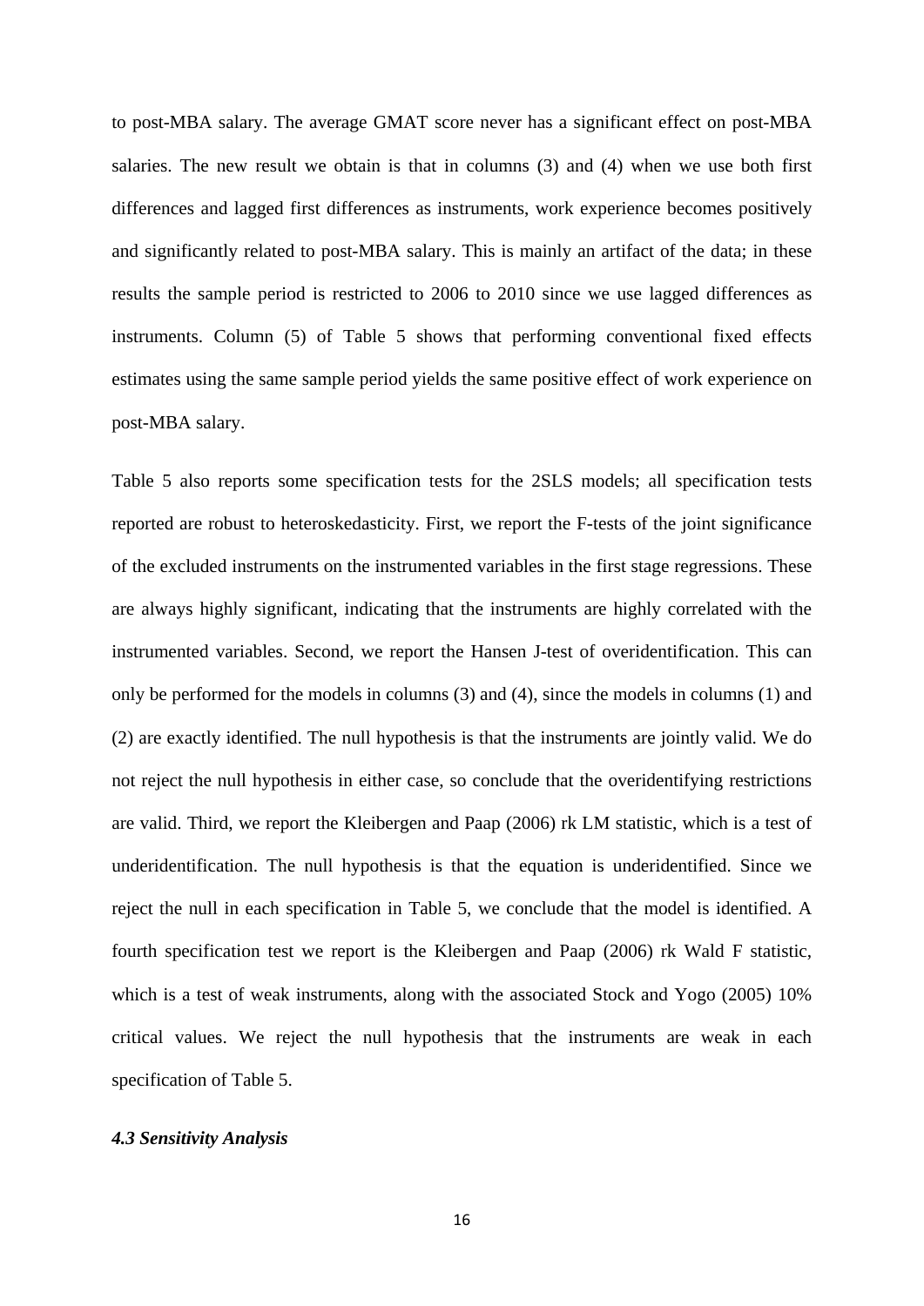to post-MBA salary. The average GMAT score never has a significant effect on post-MBA salaries. The new result we obtain is that in columns (3) and (4) when we use both first differences and lagged first differences as instruments, work experience becomes positively and significantly related to post-MBA salary. This is mainly an artifact of the data; in these results the sample period is restricted to 2006 to 2010 since we use lagged differences as instruments. Column (5) of Table 5 shows that performing conventional fixed effects estimates using the same sample period yields the same positive effect of work experience on post-MBA salary.

Table 5 also reports some specification tests for the 2SLS models; all specification tests reported are robust to heteroskedasticity. First, we report the F-tests of the joint significance of the excluded instruments on the instrumented variables in the first stage regressions. These are always highly significant, indicating that the instruments are highly correlated with the instrumented variables. Second, we report the Hansen J-test of overidentification. This can only be performed for the models in columns (3) and (4), since the models in columns (1) and (2) are exactly identified. The null hypothesis is that the instruments are jointly valid. We do not reject the null hypothesis in either case, so conclude that the overidentifying restrictions are valid. Third, we report the Kleibergen and Paap (2006) rk LM statistic, which is a test of underidentification. The null hypothesis is that the equation is underidentified. Since we reject the null in each specification in Table 5, we conclude that the model is identified. A fourth specification test we report is the Kleibergen and Paap (2006) rk Wald F statistic, which is a test of weak instruments, along with the associated Stock and Yogo (2005) 10% critical values. We reject the null hypothesis that the instruments are weak in each specification of Table 5.

#### *4.3 Sensitivity Analysis*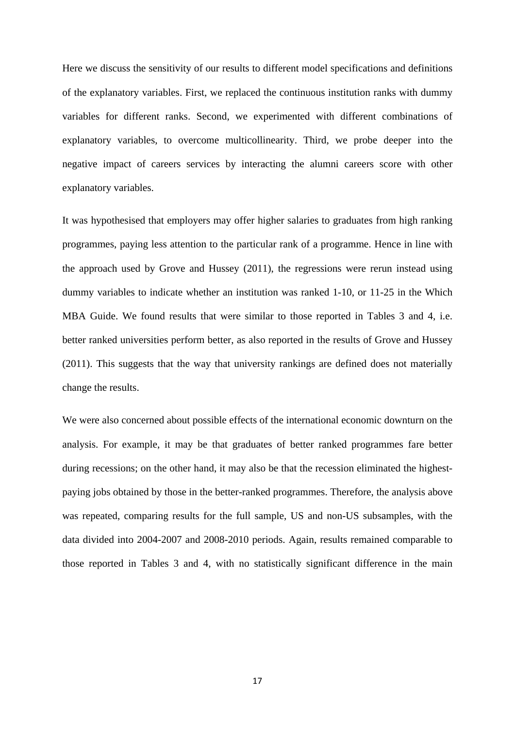Here we discuss the sensitivity of our results to different model specifications and definitions of the explanatory variables. First, we replaced the continuous institution ranks with dummy variables for different ranks. Second, we experimented with different combinations of explanatory variables, to overcome multicollinearity. Third, we probe deeper into the negative impact of careers services by interacting the alumni careers score with other explanatory variables.

It was hypothesised that employers may offer higher salaries to graduates from high ranking programmes, paying less attention to the particular rank of a programme. Hence in line with the approach used by Grove and Hussey (2011), the regressions were rerun instead using dummy variables to indicate whether an institution was ranked 1-10, or 11-25 in the Which MBA Guide. We found results that were similar to those reported in Tables 3 and 4, i.e. better ranked universities perform better, as also reported in the results of Grove and Hussey (2011). This suggests that the way that university rankings are defined does not materially change the results.

We were also concerned about possible effects of the international economic downturn on the analysis. For example, it may be that graduates of better ranked programmes fare better during recessions; on the other hand, it may also be that the recession eliminated the highest-paying jobs obtained by those in the better-ranked programmes. Therefore, the analysis above was repeated, comparing results for the full sample, US and non-US subsamples, with the data divided into 2004-2007 and 2008-2010 periods. Again, results remained comparable to those reported in Tables 3 and 4, with no statistically significant difference in the main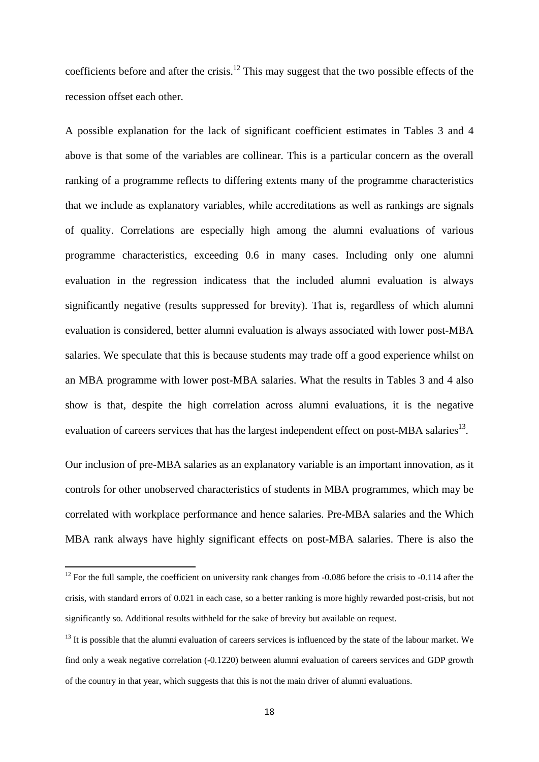coefficients before and after the crisis.[12] This may suggest that the two possible effects of the recession offset each other.

A possible explanation for the lack of significant coefficient estimates in Tables 3 and 4 above is that some of the variables are collinear. This is a particular concern as the overall ranking of a programme reflects to differing extents many of the programme characteristics that we include as explanatory variables, while accreditations as well as rankings are signals of quality. Correlations are especially high among the alumni evaluations of various programme characteristics, exceeding 0.6 in many cases. Including only one alumni evaluation in the regression indicatess that the included alumni evaluation is always significantly negative (results suppressed for brevity). That is, regardless of which alumni evaluation is considered, better alumni evaluation is always associated with lower post-MBA salaries. We speculate that this is because students may trade off a good experience whilst on an MBA programme with lower post-MBA salaries. What the results in Tables 3 and 4 also show is that, despite the high correlation across alumni evaluations, it is the negative evaluation of careers services that has the largest independent effect on post-MBA salaries[13].

Our inclusion of pre-MBA salaries as an explanatory variable is an important innovation, as it controls for other unobserved characteristics of students in MBA programmes, which may be correlated with workplace performance and hence salaries. Pre-MBA salaries and the Which MBA rank always have highly significant effects on post-MBA salaries. There is also the

---

[12] For the full sample, the coefficient on university rank changes from -0.086 before the crisis to -0.114 after the crisis, with standard errors of 0.021 in each case, so a better ranking is more highly rewarded post-crisis, but not significantly so. Additional results withheld for the sake of brevity but available on request.

[13] It is possible that the alumni evaluation of careers services is influenced by the state of the labour market. We find only a weak negative correlation (-0.1220) between alumni evaluation of careers services and GDP growth of the country in that year, which suggests that this is not the main driver of alumni evaluations.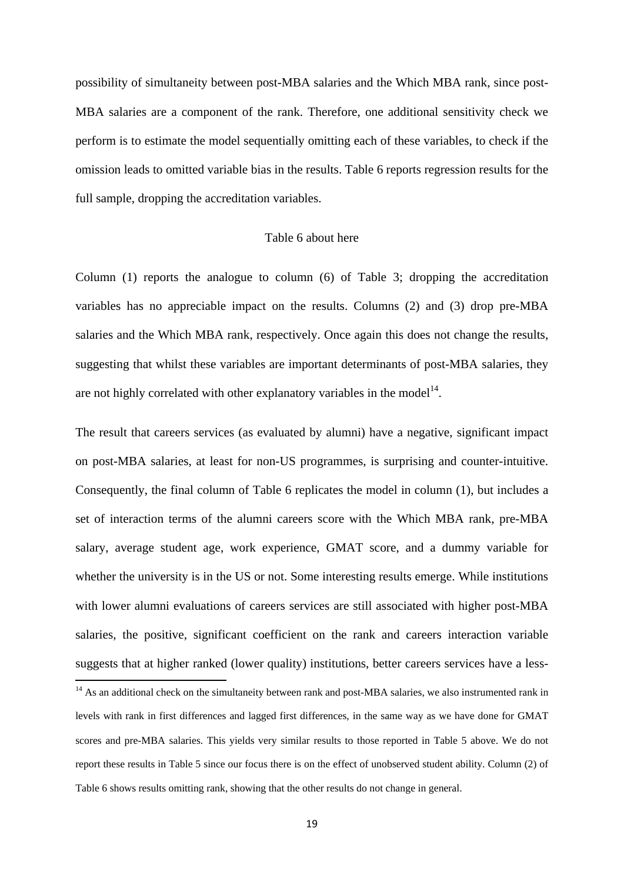possibility of simultaneity between post-MBA salaries and the Which MBA rank, since post-MBA salaries are a component of the rank. Therefore, one additional sensitivity check we perform is to estimate the model sequentially omitting each of these variables, to check if the omission leads to omitted variable bias in the results. Table 6 reports regression results for the full sample, dropping the accreditation variables.

Table 6 about here

Column (1) reports the analogue to column (6) of Table 3; dropping the accreditation variables has no appreciable impact on the results. Columns (2) and (3) drop pre-MBA salaries and the Which MBA rank, respectively. Once again this does not change the results, suggesting that whilst these variables are important determinants of post-MBA salaries, they are not highly correlated with other explanatory variables in the model[14].

The result that careers services (as evaluated by alumni) have a negative, significant impact on post-MBA salaries, at least for non-US programmes, is surprising and counter-intuitive. Consequently, the final column of Table 6 replicates the model in column (1), but includes a set of interaction terms of the alumni careers score with the Which MBA rank, pre-MBA salary, average student age, work experience, GMAT score, and a dummy variable for whether the university is in the US or not. Some interesting results emerge. While institutions with lower alumni evaluations of careers services are still associated with higher post-MBA salaries, the positive, significant coefficient on the rank and careers interaction variable suggests that at higher ranked (lower quality) institutions, better careers services have a less-

[14] As an additional check on the simultaneity between rank and post-MBA salaries, we also instrumented rank in levels with rank in first differences and lagged first differences, in the same way as we have done for GMAT scores and pre-MBA salaries. This yields very similar results to those reported in Table 5 above. We do not report these results in Table 5 since our focus there is on the effect of unobserved student ability. Column (2) of Table 6 shows results omitting rank, showing that the other results do not change in general.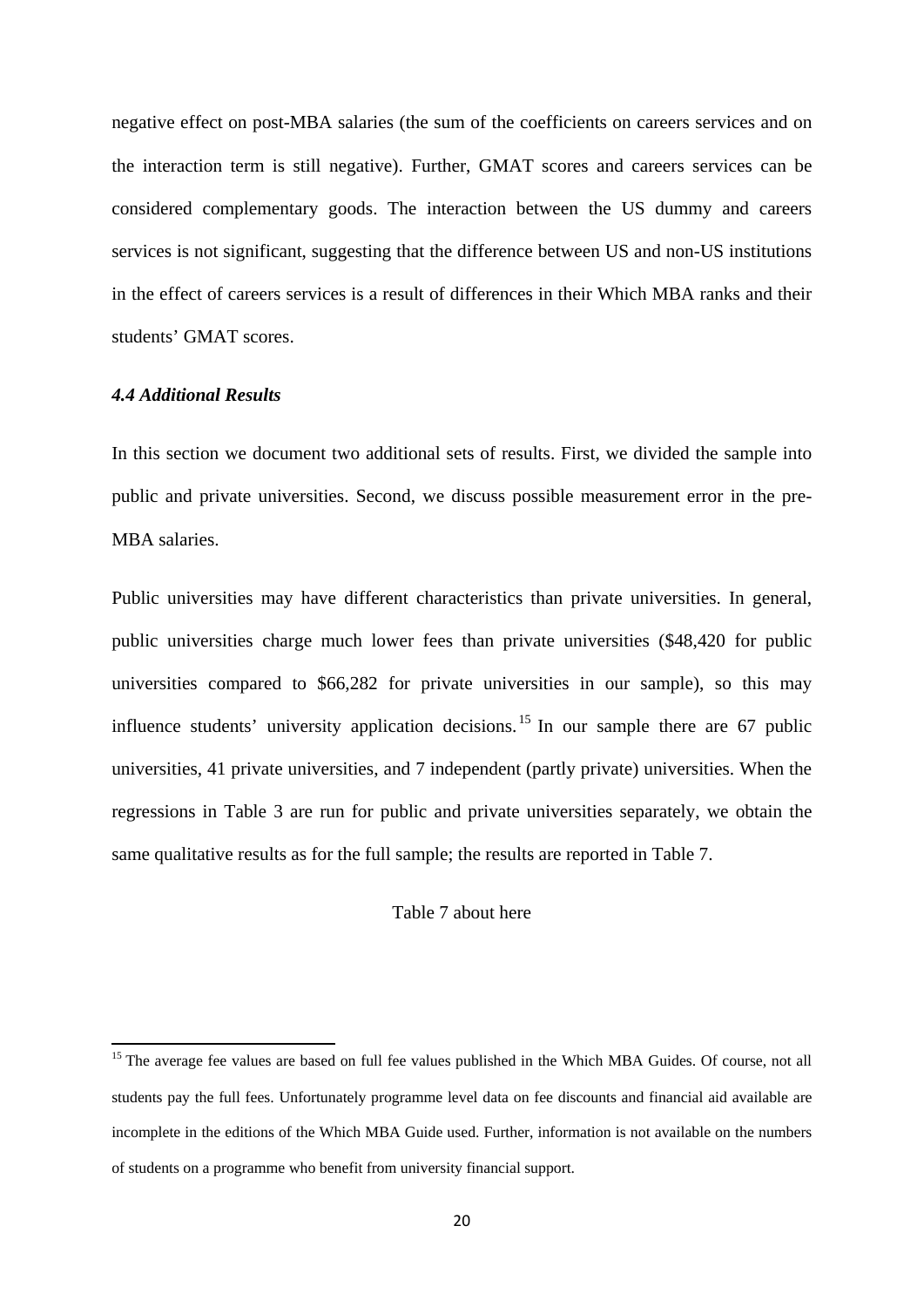negative effect on post-MBA salaries (the sum of the coefficients on careers services and on the interaction term is still negative). Further, GMAT scores and careers services can be considered complementary goods. The interaction between the US dummy and careers services is not significant, suggesting that the difference between US and non-US institutions in the effect of careers services is a result of differences in their Which MBA ranks and their students' GMAT scores.

### *4.4 Additional Results*

In this section we document two additional sets of results. First, we divided the sample into public and private universities. Second, we discuss possible measurement error in the pre-MBA salaries.

Public universities may have different characteristics than private universities. In general, public universities charge much lower fees than private universities ($48,420 for public universities compared to $66,282 for private universities in our sample), so this may influence students' university application decisions.[15] In our sample there are 67 public universities, 41 private universities, and 7 independent (partly private) universities. When the regressions in Table 3 are run for public and private universities separately, we obtain the same qualitative results as for the full sample; the results are reported in Table 7.

Table 7 about here

[15] The average fee values are based on full fee values published in the Which MBA Guides. Of course, not all students pay the full fees. Unfortunately programme level data on fee discounts and financial aid available are incomplete in the editions of the Which MBA Guide used. Further, information is not available on the numbers of students on a programme who benefit from university financial support.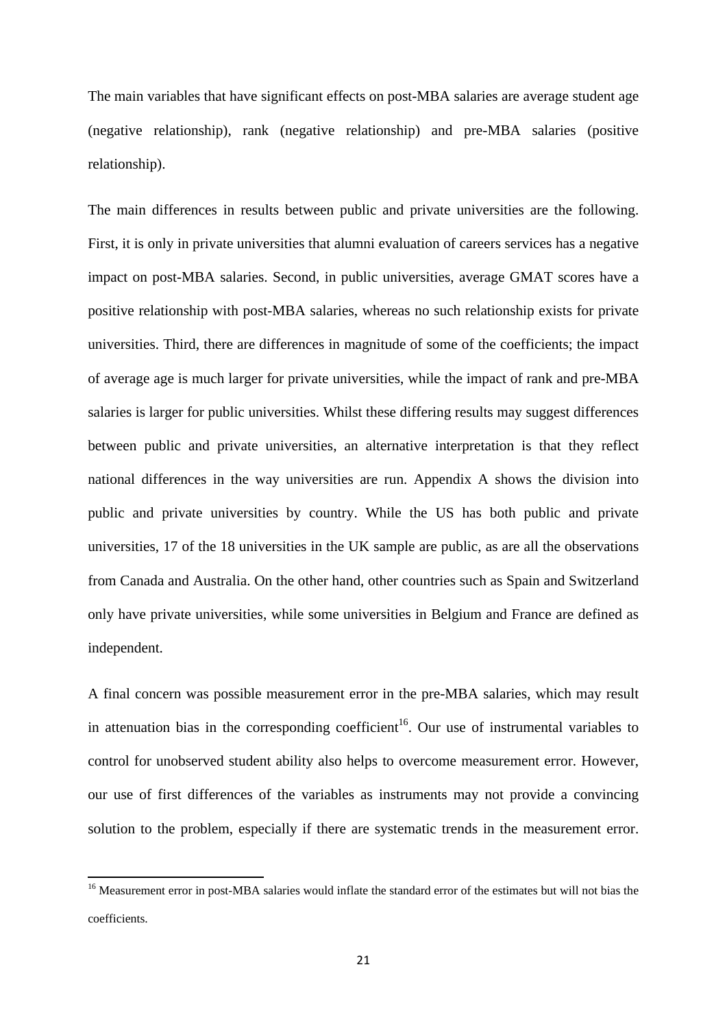The main variables that have significant effects on post-MBA salaries are average student age (negative relationship), rank (negative relationship) and pre-MBA salaries (positive relationship).

The main differences in results between public and private universities are the following. First, it is only in private universities that alumni evaluation of careers services has a negative impact on post-MBA salaries. Second, in public universities, average GMAT scores have a positive relationship with post-MBA salaries, whereas no such relationship exists for private universities. Third, there are differences in magnitude of some of the coefficients; the impact of average age is much larger for private universities, while the impact of rank and pre-MBA salaries is larger for public universities. Whilst these differing results may suggest differences between public and private universities, an alternative interpretation is that they reflect national differences in the way universities are run. Appendix A shows the division into public and private universities by country. While the US has both public and private universities, 17 of the 18 universities in the UK sample are public, as are all the observations from Canada and Australia. On the other hand, other countries such as Spain and Switzerland only have private universities, while some universities in Belgium and France are defined as independent.

A final concern was possible measurement error in the pre-MBA salaries, which may result in attenuation bias in the corresponding coefficient[16]. Our use of instrumental variables to control for unobserved student ability also helps to overcome measurement error. However, our use of first differences of the variables as instruments may not provide a convincing solution to the problem, especially if there are systematic trends in the measurement error.

[16] Measurement error in post-MBA salaries would inflate the standard error of the estimates but will not bias the coefficients.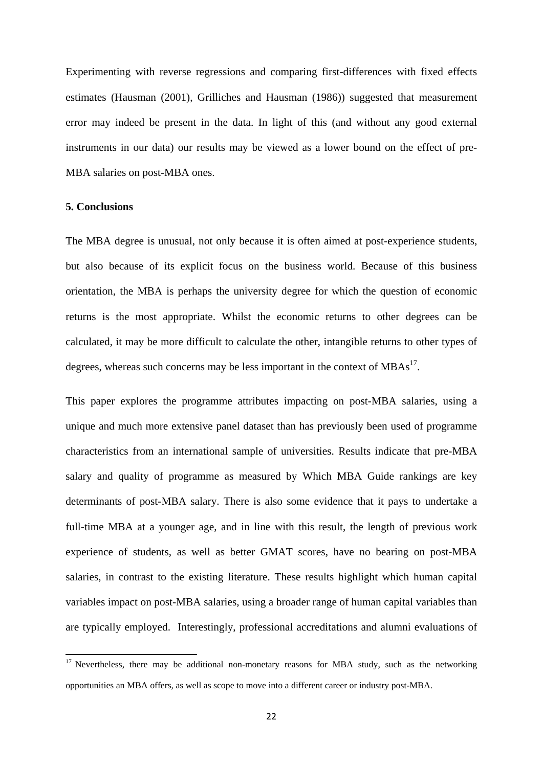Experimenting with reverse regressions and comparing first-differences with fixed effects estimates (Hausman (2001), Grilliches and Hausman (1986)) suggested that measurement error may indeed be present in the data. In light of this (and without any good external instruments in our data) our results may be viewed as a lower bound on the effect of pre-MBA salaries on post-MBA ones.

## 5. Conclusions

The MBA degree is unusual, not only because it is often aimed at post-experience students, but also because of its explicit focus on the business world. Because of this business orientation, the MBA is perhaps the university degree for which the question of economic returns is the most appropriate. Whilst the economic returns to other degrees can be calculated, it may be more difficult to calculate the other, intangible returns to other types of degrees, whereas such concerns may be less important in the context of MBAs[17].

This paper explores the programme attributes impacting on post-MBA salaries, using a unique and much more extensive panel dataset than has previously been used of programme characteristics from an international sample of universities. Results indicate that pre-MBA salary and quality of programme as measured by Which MBA Guide rankings are key determinants of post-MBA salary. There is also some evidence that it pays to undertake a full-time MBA at a younger age, and in line with this result, the length of previous work experience of students, as well as better GMAT scores, have no bearing on post-MBA salaries, in contrast to the existing literature. These results highlight which human capital variables impact on post-MBA salaries, using a broader range of human capital variables than are typically employed. Interestingly, professional accreditations and alumni evaluations of

[17] Nevertheless, there may be additional non-monetary reasons for MBA study, such as the networking opportunities an MBA offers, as well as scope to move into a different career or industry post-MBA.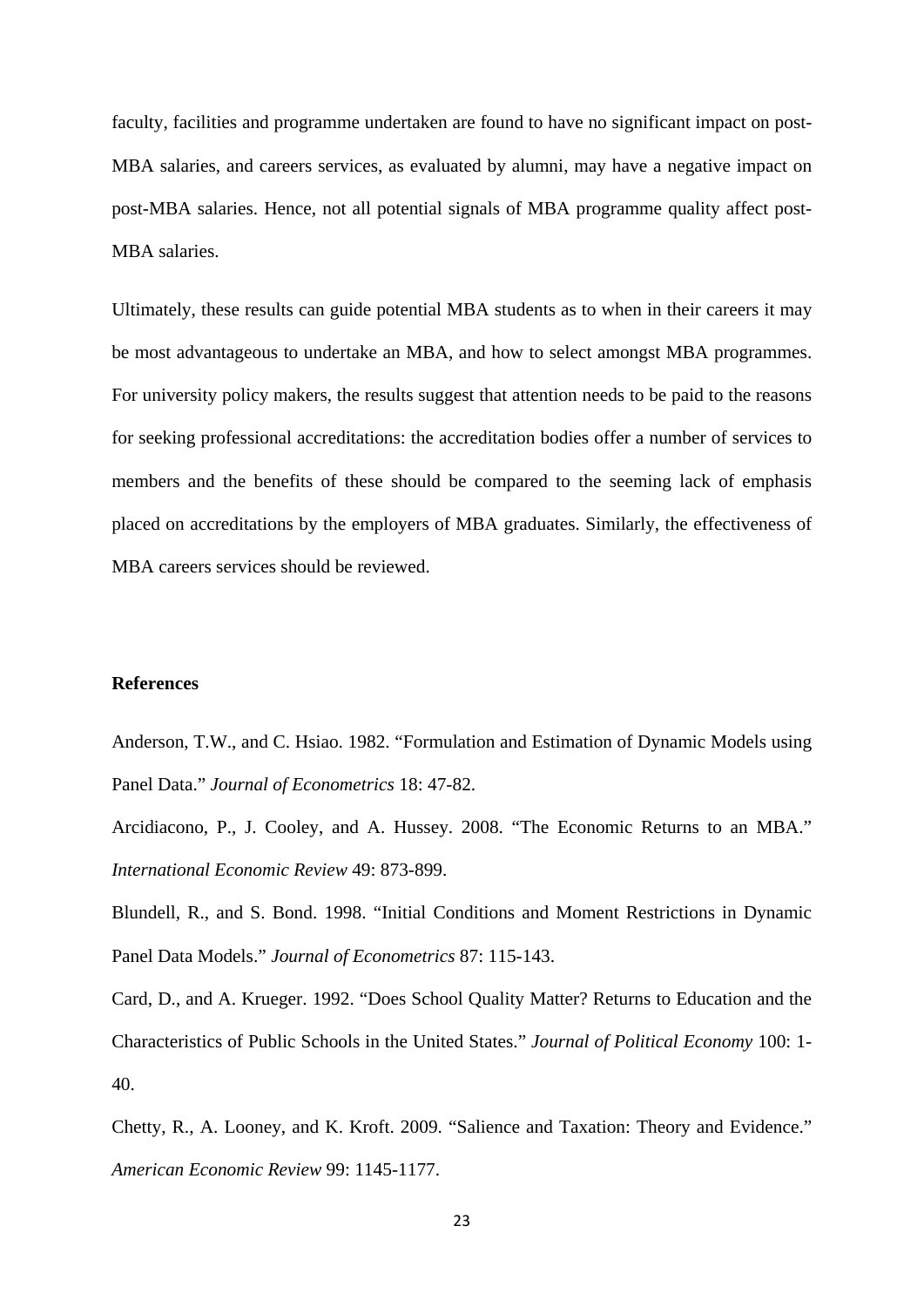faculty, facilities and programme undertaken are found to have no significant impact on post-MBA salaries, and careers services, as evaluated by alumni, may have a negative impact on post-MBA salaries. Hence, not all potential signals of MBA programme quality affect post-MBA salaries.

Ultimately, these results can guide potential MBA students as to when in their careers it may be most advantageous to undertake an MBA, and how to select amongst MBA programmes. For university policy makers, the results suggest that attention needs to be paid to the reasons for seeking professional accreditations: the accreditation bodies offer a number of services to members and the benefits of these should be compared to the seeming lack of emphasis placed on accreditations by the employers of MBA graduates. Similarly, the effectiveness of MBA careers services should be reviewed.

**References**

Anderson, T.W., and C. Hsiao. 1982. "Formulation and Estimation of Dynamic Models using Panel Data." *Journal of Econometrics* 18: 47-82.

Arcidiacono, P., J. Cooley, and A. Hussey. 2008. "The Economic Returns to an MBA." *International Economic Review* 49: 873-899.

Blundell, R., and S. Bond. 1998. "Initial Conditions and Moment Restrictions in Dynamic Panel Data Models." *Journal of Econometrics* 87: 115-143.

Card, D., and A. Krueger. 1992. "Does School Quality Matter? Returns to Education and the Characteristics of Public Schools in the United States." *Journal of Political Economy* 100: 1-40.

Chetty, R., A. Looney, and K. Kroft. 2009. "Salience and Taxation: Theory and Evidence." *American Economic Review* 99: 1145-1177.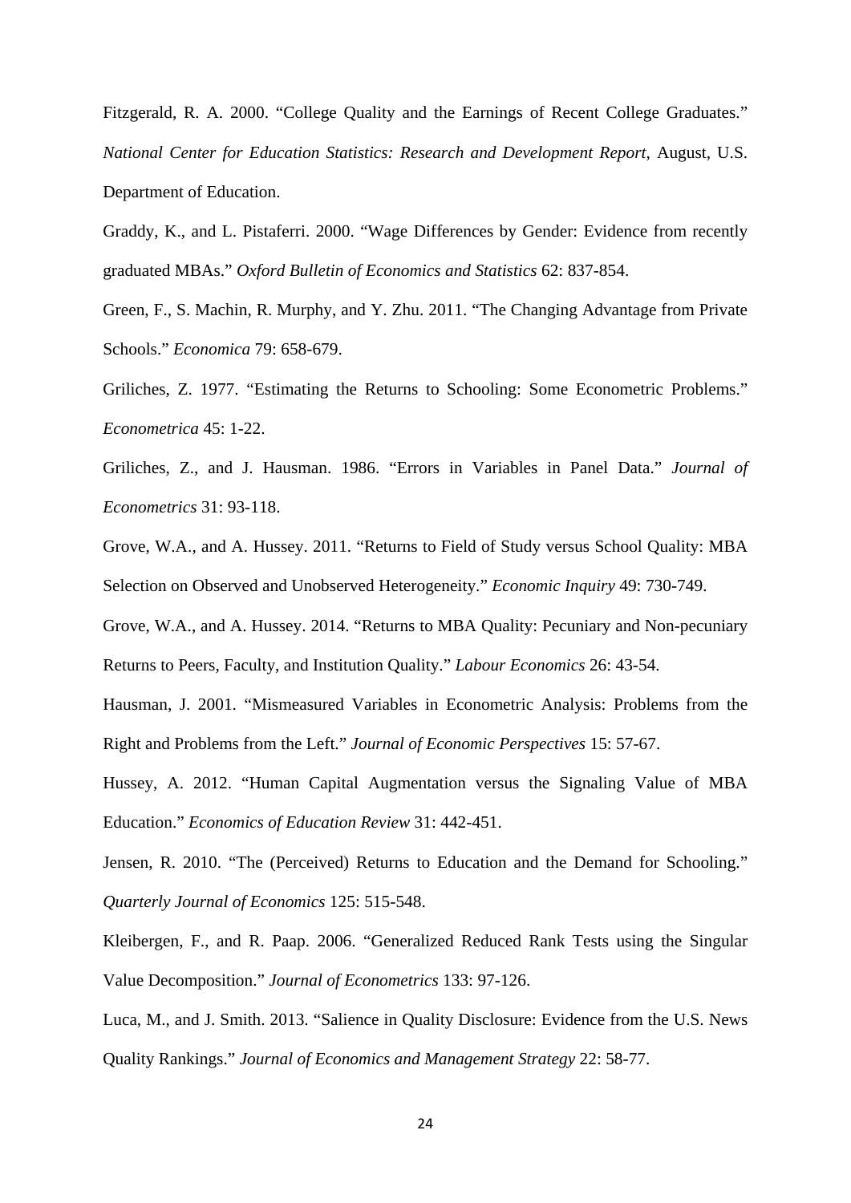Fitzgerald, R. A. 2000. “College Quality and the Earnings of Recent College Graduates.” *National Center for Education Statistics: Research and Development Report*, August, U.S. Department of Education.

Graddy, K., and L. Pistaferri. 2000. “Wage Differences by Gender: Evidence from recently graduated MBAs.” *Oxford Bulletin of Economics and Statistics* 62: 837-854.

Green, F., S. Machin, R. Murphy, and Y. Zhu. 2011. “The Changing Advantage from Private Schools.” *Economica* 79: 658-679.

Griliches, Z. 1977. “Estimating the Returns to Schooling: Some Econometric Problems.” *Econometrica* 45: 1-22.

Griliches, Z., and J. Hausman. 1986. “Errors in Variables in Panel Data.” *Journal of Econometrics* 31: 93-118.

Grove, W.A., and A. Hussey. 2011. “Returns to Field of Study versus School Quality: MBA Selection on Observed and Unobserved Heterogeneity.” *Economic Inquiry* 49: 730-749.

Grove, W.A., and A. Hussey. 2014. “Returns to MBA Quality: Pecuniary and Non-pecuniary Returns to Peers, Faculty, and Institution Quality.” *Labour Economics* 26: 43-54.

Hausman, J. 2001. “Mismeasured Variables in Econometric Analysis: Problems from the Right and Problems from the Left.” *Journal of Economic Perspectives* 15: 57-67.

Hussey, A. 2012. “Human Capital Augmentation versus the Signaling Value of MBA Education.” *Economics of Education Review* 31: 442-451.

Jensen, R. 2010. “The (Perceived) Returns to Education and the Demand for Schooling.” *Quarterly Journal of Economics* 125: 515-548.

Kleibergen, F., and R. Paap. 2006. “Generalized Reduced Rank Tests using the Singular Value Decomposition.” *Journal of Econometrics* 133: 97-126.

Luca, M., and J. Smith. 2013. “Salience in Quality Disclosure: Evidence from the U.S. News Quality Rankings.” *Journal of Economics and Management Strategy* 22: 58-77.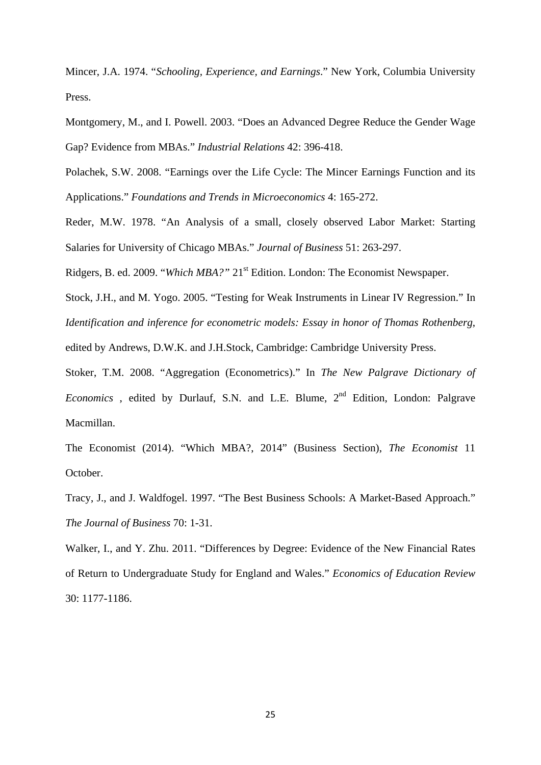Mincer, J.A. 1974. "*Schooling, Experience, and Earnings*." New York, Columbia University Press.

Montgomery, M., and I. Powell. 2003. "Does an Advanced Degree Reduce the Gender Wage Gap? Evidence from MBAs." *Industrial Relations* 42: 396-418.

Polachek, S.W. 2008. "Earnings over the Life Cycle: The Mincer Earnings Function and its Applications." *Foundations and Trends in Microeconomics* 4: 165-272.

Reder, M.W. 1978. "An Analysis of a small, closely observed Labor Market: Starting Salaries for University of Chicago MBAs." *Journal of Business* 51: 263-297.

Ridgers, B. ed. 2009. "*Which MBA?*" 21st Edition. London: The Economist Newspaper.

Stock, J.H., and M. Yogo. 2005. "Testing for Weak Instruments in Linear IV Regression." In *Identification and inference for econometric models: Essay in honor of Thomas Rothenberg*, edited by Andrews, D.W.K. and J.H.Stock, Cambridge: Cambridge University Press.

Stoker, T.M. 2008. "Aggregation (Econometrics)." In *The New Palgrave Dictionary of Economics* , edited by Durlauf, S.N. and L.E. Blume, 2nd Edition, London: Palgrave Macmillan.

The Economist (2014). "Which MBA?, 2014" (Business Section), *The Economist* 11 October.

Tracy, J., and J. Waldfogel. 1997. "The Best Business Schools: A Market-Based Approach." *The Journal of Business* 70: 1-31.

Walker, I., and Y. Zhu. 2011. "Differences by Degree: Evidence of the New Financial Rates of Return to Undergraduate Study for England and Wales." *Economics of Education Review* 30: 1177-1186.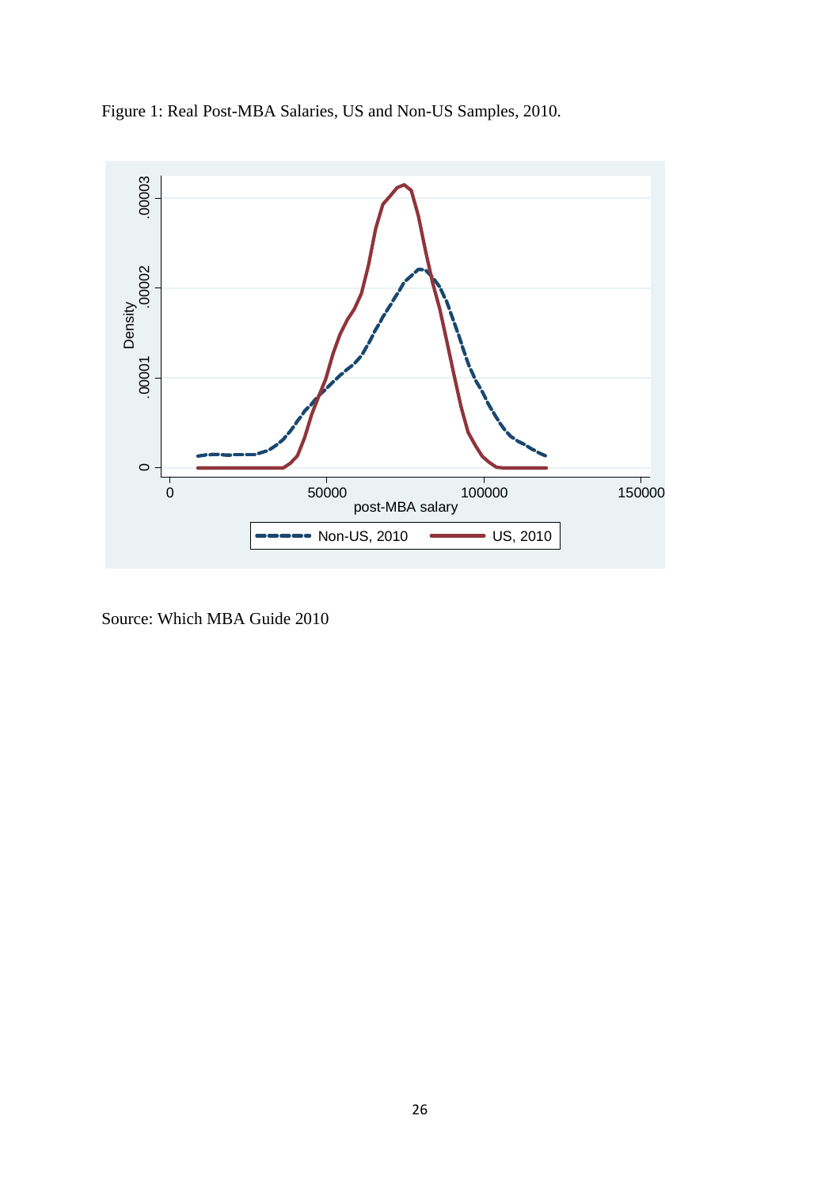Figure 1: Real Post-MBA Salaries, US and Non-US Samples, 2010.

Source: Which MBA Guide 2010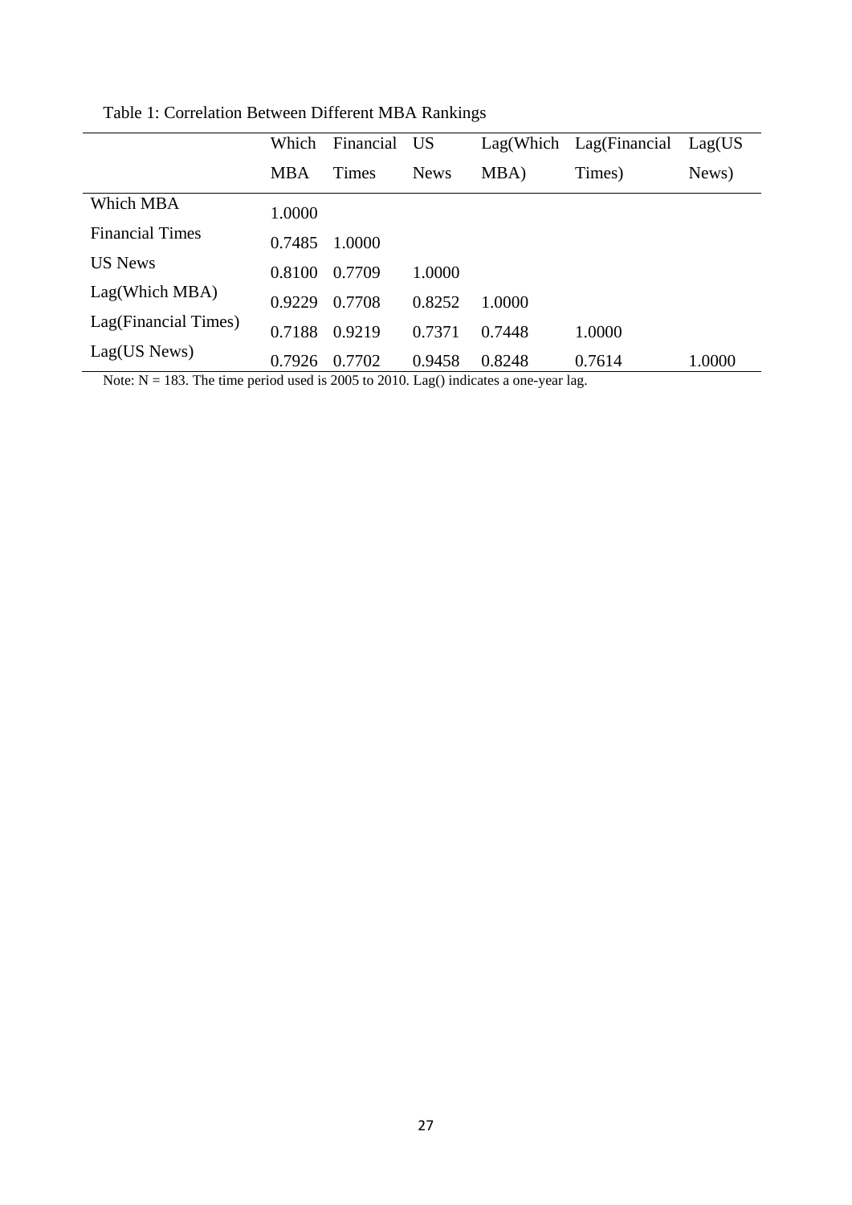Table 1: Correlation Between Different MBA Rankings

| | Which MBA | Financial Times | US News | Lag(Which MBA) | Lag(Financial Times) | Lag(US News) |
|---|---|---|---|---|---|---|
| Which MBA | 1.0000 | | | | | |
| Financial Times | 0.7485 | 1.0000 | | | | |
| US News | 0.8100 | 0.7709 | 1.0000 | | | |
| Lag(Which MBA) | 0.9229 | 0.7708 | 0.8252 | 1.0000 | | |
| Lag(Financial Times) | 0.7188 | 0.9219 | 0.7371 | 0.7448 | 1.0000 | |
| Lag(US News) | 0.7926 | 0.7702 | 0.9458 | 0.8248 | 0.7614 | 1.0000 |

Note: N = 183. The time period used is 2005 to 2010. Lag() indicates a one-year lag.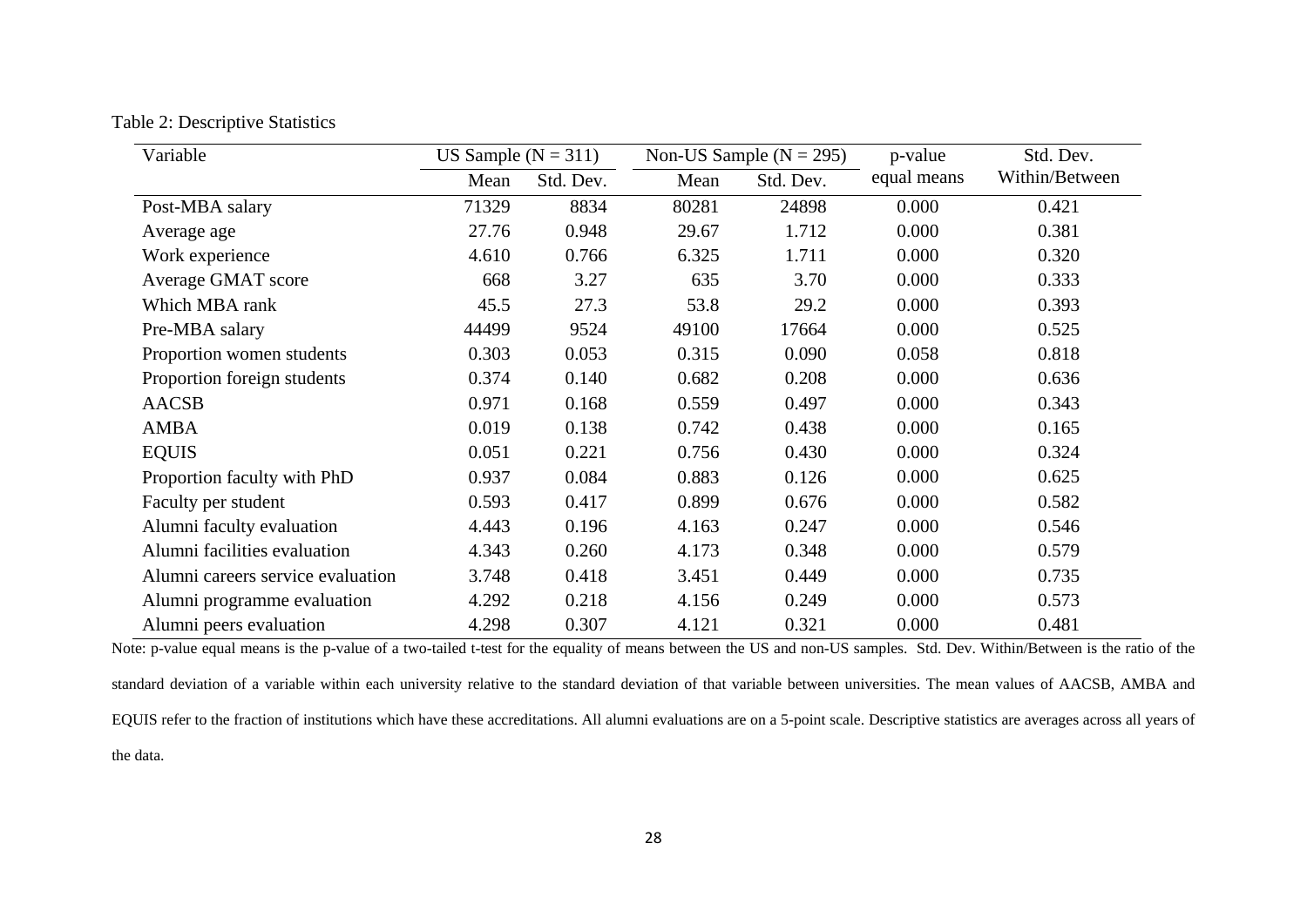Table 2: Descriptive Statistics

| Variable | US Sample (N = 311) | | Non-US Sample (N = 295) | | p-value | Std. Dev. |
|---|---|---|---|---|---|---|
| | Mean | Std. Dev. | Mean | Std. Dev. | equal means | Within/Between |
| Post-MBA salary | 71329 | 8834 | 80281 | 24898 | 0.000 | 0.421 |
| Average age | 27.76 | 0.948 | 29.67 | 1.712 | 0.000 | 0.381 |
| Work experience | 4.610 | 0.766 | 6.325 | 1.711 | 0.000 | 0.320 |
| Average GMAT score | 668 | 3.27 | 635 | 3.70 | 0.000 | 0.333 |
| Which MBA rank | 45.5 | 27.3 | 53.8 | 29.2 | 0.000 | 0.393 |
| Pre-MBA salary | 44499 | 9524 | 49100 | 17664 | 0.000 | 0.525 |
| Proportion women students | 0.303 | 0.053 | 0.315 | 0.090 | 0.058 | 0.818 |
| Proportion foreign students | 0.374 | 0.140 | 0.682 | 0.208 | 0.000 | 0.636 |
| AACSB | 0.971 | 0.168 | 0.559 | 0.497 | 0.000 | 0.343 |
| AMBA | 0.019 | 0.138 | 0.742 | 0.438 | 0.000 | 0.165 |
| EQUIS | 0.051 | 0.221 | 0.756 | 0.430 | 0.000 | 0.324 |
| Proportion faculty with PhD | 0.937 | 0.084 | 0.883 | 0.126 | 0.000 | 0.625 |
| Faculty per student | 0.593 | 0.417 | 0.899 | 0.676 | 0.000 | 0.582 |
| Alumni faculty evaluation | 4.443 | 0.196 | 4.163 | 0.247 | 0.000 | 0.546 |
| Alumni facilities evaluation | 4.343 | 0.260 | 4.173 | 0.348 | 0.000 | 0.579 |
| Alumni careers service evaluation | 3.748 | 0.418 | 3.451 | 0.449 | 0.000 | 0.735 |
| Alumni programme evaluation | 4.292 | 0.218 | 4.156 | 0.249 | 0.000 | 0.573 |
| Alumni peers evaluation | 4.298 | 0.307 | 4.121 | 0.321 | 0.000 | 0.481 |

Note: p-value equal means is the p-value of a two-tailed t-test for the equality of means between the US and non-US samples. Std. Dev. Within/Between is the ratio of the standard deviation of a variable within each university relative to the standard deviation of that variable between universities. The mean values of AACSB, AMBA and EQUIS refer to the fraction of institutions which have these accreditations. All alumni evaluations are on a 5-point scale. Descriptive statistics are averages across all years of the data.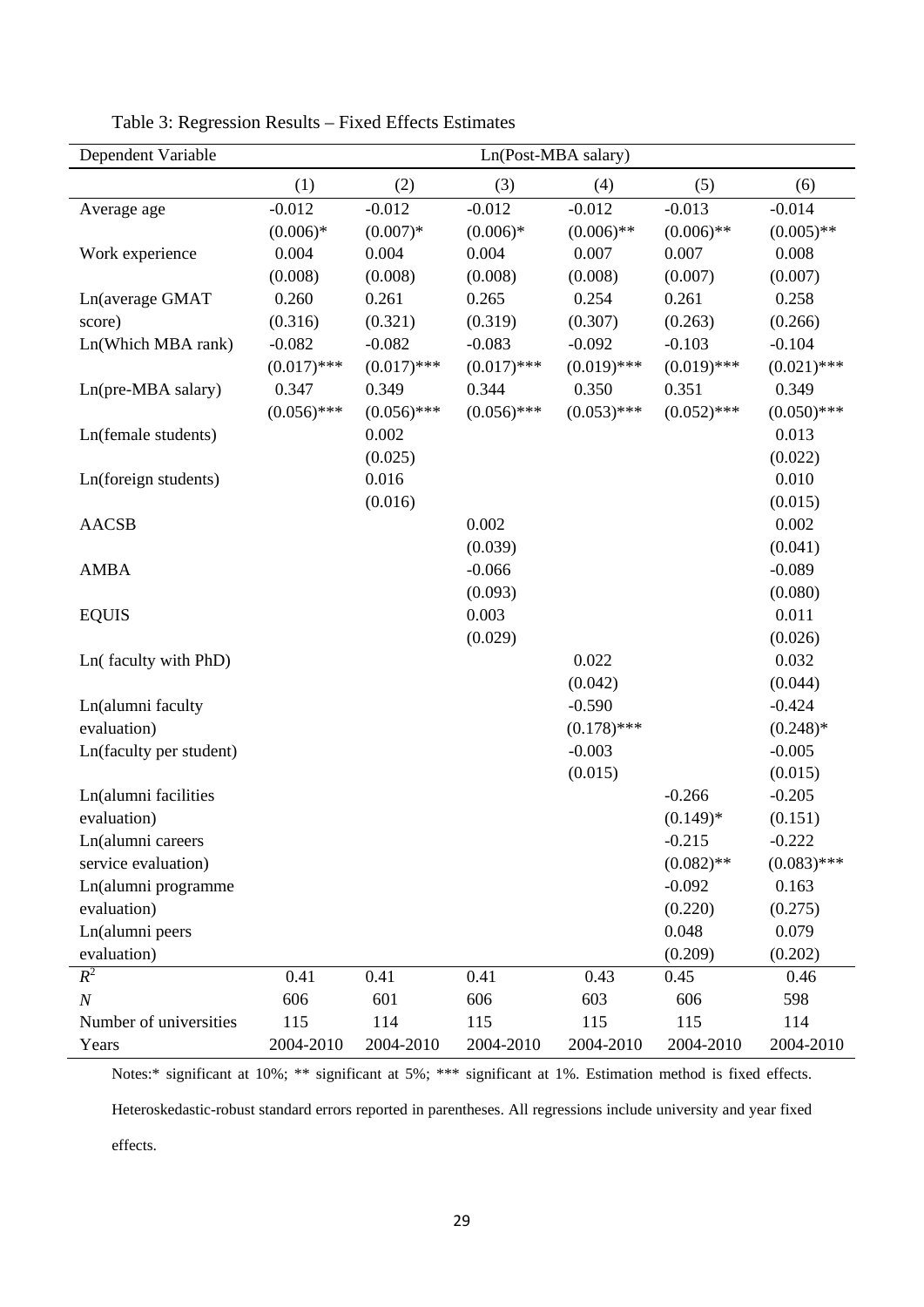Table 3: Regression Results – Fixed Effects Estimates

| Dependent Variable | Ln(Post-MBA salary) | | | | | |
|---|---|---|---|---|---|---|
| | (1) | (2) | (3) | (4) | (5) | (6) |
| Average age | -0.012 | -0.012 | -0.012 | -0.012 | -0.013 | -0.014 |
| | (0.006)* | (0.007)* | (0.006)* | (0.006)** | (0.006)** | (0.005)** |
| Work experience | 0.004 | 0.004 | 0.004 | 0.007 | 0.007 | 0.008 |
| | (0.008) | (0.008) | (0.008) | (0.008) | (0.007) | (0.007) |
| Ln(average GMAT score) | 0.260 | 0.261 | 0.265 | 0.254 | 0.261 | 0.258 |
| | (0.316) | (0.321) | (0.319) | (0.307) | (0.263) | (0.266) |
| Ln(Which MBA rank) | -0.082 | -0.082 | -0.083 | -0.092 | -0.103 | -0.104 |
| | (0.017)*** | (0.017)*** | (0.017)*** | (0.019)*** | (0.019)*** | (0.021)*** |
| Ln(pre-MBA salary) | 0.347 | 0.349 | 0.344 | 0.350 | 0.351 | 0.349 |
| | (0.056)*** | (0.056)*** | (0.056)*** | (0.053)*** | (0.052)*** | (0.050)*** |
| Ln(female students) | | 0.002 | | | | 0.013 |
| | | (0.025) | | | | (0.022) |
| Ln(foreign students) | | 0.016 | | | | 0.010 |
| | | (0.016) | | | | (0.015) |
| AACSB | | | 0.002 | | | 0.002 |
| | | | (0.039) | | | (0.041) |
| AMBA | | | -0.066 | | | -0.089 |
| | | | (0.093) | | | (0.080) |
| EQUIS | | | 0.003 | | | 0.011 |
| | | | (0.029) | | | (0.026) |
| Ln( faculty with PhD) | | | | 0.022 | | 0.032 |
| | | | | (0.042) | | (0.044) |
| Ln(alumni faculty evaluation) | | | | -0.590 | | -0.424 |
| | | | | (0.178)*** | | (0.248)* |
| Ln(faculty per student) | | | | -0.003 | | -0.005 |
| | | | | (0.015) | | (0.015) |
| Ln(alumni facilities evaluation) | | | | | -0.266 | -0.205 |
| | | | | | (0.149)* | (0.151) |
| Ln(alumni careers service evaluation) | | | | | -0.215 | -0.222 |
| | | | | | (0.082)** | (0.083)*** |
| Ln(alumni programme evaluation) | | | | | -0.092 | 0.163 |
| | | | | | (0.220) | (0.275) |
| Ln(alumni peers evaluation) | | | | | 0.048 | 0.079 |
| | | | | | (0.209) | (0.202) |
| $R^2$ | 0.41 | 0.41 | 0.41 | 0.43 | 0.45 | 0.46 |
| $N$ | 606 | 601 | 606 | 603 | 606 | 598 |
| Number of universities | 115 | 114 | 115 | 115 | 115 | 114 |
| Years | 2004-2010 | 2004-2010 | 2004-2010 | 2004-2010 | 2004-2010 | 2004-2010 |

Notes:* significant at 10%; ** significant at 5%; *** significant at 1%. Estimation method is fixed effects. Heteroskedastic-robust standard errors reported in parentheses. All regressions include university and year fixed effects.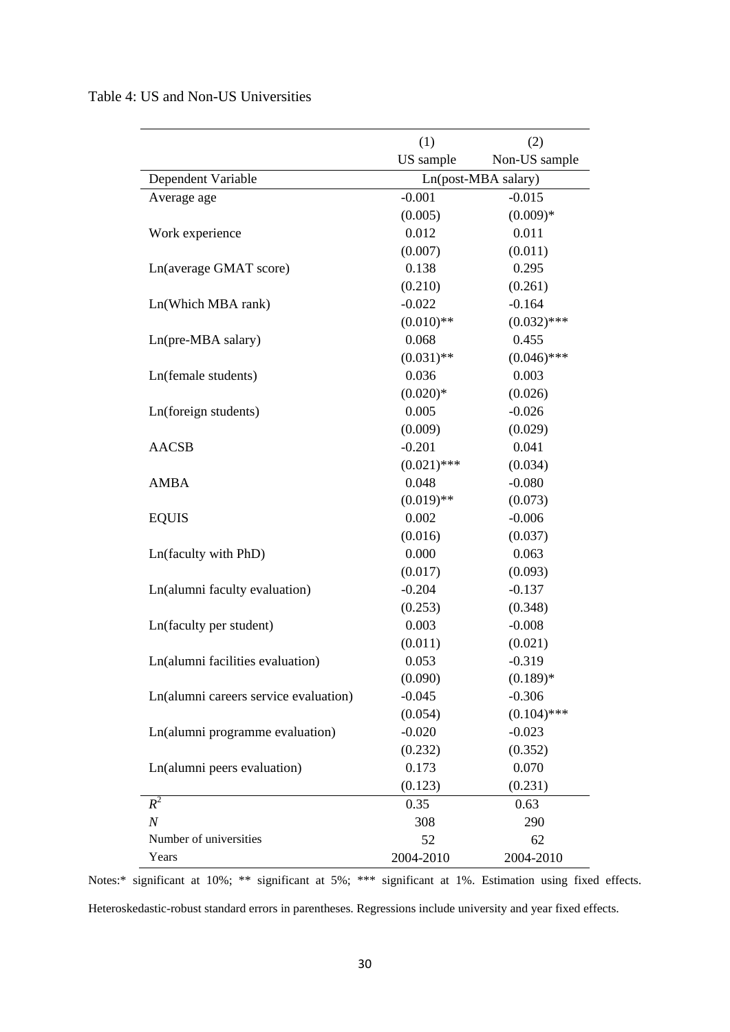Table 4: US and Non-US Universities

| | (1) | (2) |
|---|---|---|
| | US sample | Non-US sample |
| Dependent Variable | Ln(post-MBA salary) | |
| Average age | -0.001 | -0.015 |
| | (0.005) | (0.009)* |
| Work experience | 0.012 | 0.011 |
| | (0.007) | (0.011) |
| Ln(average GMAT score) | 0.138 | 0.295 |
| | (0.210) | (0.261) |
| Ln(Which MBA rank) | -0.022 | -0.164 |
| | (0.010)** | (0.032)*** |
| Ln(pre-MBA salary) | 0.068 | 0.455 |
| | (0.031)** | (0.046)*** |
| Ln(female students) | 0.036 | 0.003 |
| | (0.020)* | (0.026) |
| Ln(foreign students) | 0.005 | -0.026 |
| | (0.009) | (0.029) |
| AACSB | -0.201 | 0.041 |
| | (0.021)*** | (0.034) |
| AMBA | 0.048 | -0.080 |
| | (0.019)** | (0.073) |
| EQUIS | 0.002 | -0.006 |
| | (0.016) | (0.037) |
| Ln(faculty with PhD) | 0.000 | 0.063 |
| | (0.017) | (0.093) |
| Ln(alumni faculty evaluation) | -0.204 | -0.137 |
| | (0.253) | (0.348) |
| Ln(faculty per student) | 0.003 | -0.008 |
| | (0.011) | (0.021) |
| Ln(alumni facilities evaluation) | 0.053 | -0.319 |
| | (0.090) | (0.189)* |
| Ln(alumni careers service evaluation) | -0.045 | -0.306 |
| | (0.054) | (0.104)*** |
| Ln(alumni programme evaluation) | -0.020 | -0.023 |
| | (0.232) | (0.352) |
| Ln(alumni peers evaluation) | 0.173 | 0.070 |
| | (0.123) | (0.231) |
| $R^2$ | 0.35 | 0.63 |
| $N$ | 308 | 290 |
| Number of universities | 52 | 62 |
| Years | 2004-2010 | 2004-2010 |

Notes:* significant at 10%; ** significant at 5%; *** significant at 1%. Estimation using fixed effects. Heteroskedastic-robust standard errors in parentheses. Regressions include university and year fixed effects.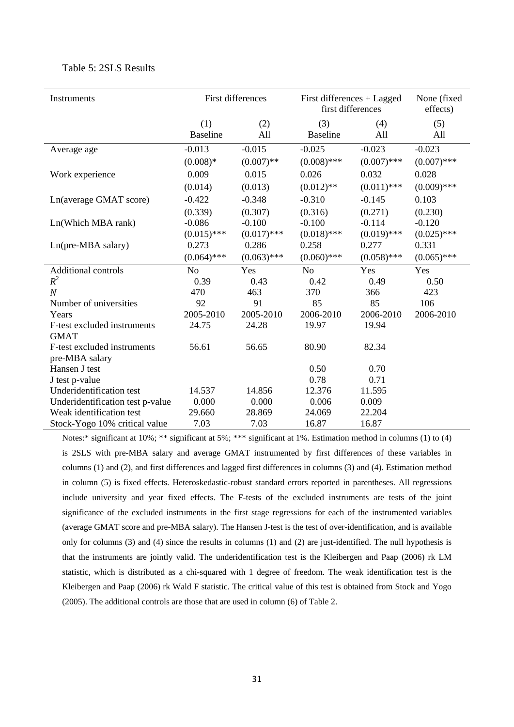Table 5: 2SLS Results

| Instruments | First differences | | First differences + Lagged first differences | | None (fixed effects) |
|---|---|---|---|---|---|
| | (1) Baseline | (2) All | (3) Baseline | (4) All | (5) All |
| Average age | -0.013 | -0.015 | -0.025 | -0.023 | -0.023 |
| | (0.008)* | (0.007)** | (0.008)*** | (0.007)*** | (0.007)*** |
| Work experience | 0.009 | 0.015 | 0.026 | 0.032 | 0.028 |
| | (0.014) | (0.013) | (0.012)** | (0.011)*** | (0.009)*** |
| Ln(average GMAT score) | -0.422 | -0.348 | -0.310 | -0.145 | 0.103 |
| | (0.339) | (0.307) | (0.316) | (0.271) | (0.230) |
| Ln(Which MBA rank) | -0.086 | -0.100 | -0.100 | -0.114 | -0.120 |
| | (0.015)*** | (0.017)*** | (0.018)*** | (0.019)*** | (0.025)*** |
| Ln(pre-MBA salary) | 0.273 | 0.286 | 0.258 | 0.277 | 0.331 |
| | (0.064)*** | (0.063)*** | (0.060)*** | (0.058)*** | (0.065)*** |
| Additional controls | No | Yes | No | Yes | Yes |
| $R^2$ | 0.39 | 0.43 | 0.42 | 0.49 | 0.50 |
| $N$ | 470 | 463 | 370 | 366 | 423 |
| Number of universities | 92 | 91 | 85 | 85 | 106 |
| Years | 2005-2010 | 2005-2010 | 2006-2010 | 2006-2010 | 2006-2010 |
| F-test excluded instruments GMAT | 24.75 | 24.28 | 19.97 | 19.94 | |
| F-test excluded instruments pre-MBA salary | 56.61 | 56.65 | 80.90 | 82.34 | |
| Hansen J test | | | 0.50 | 0.70 | |
| J test p-value | | | 0.78 | 0.71 | |
| Underidentification test | 14.537 | 14.856 | 12.376 | 11.595 | |
| Underidentification test p-value | 0.000 | 0.000 | 0.006 | 0.009 | |
| Weak identification test | 29.660 | 28.869 | 24.069 | 22.204 | |
| Stock-Yogo 10% critical value | 7.03 | 7.03 | 16.87 | 16.87 | |

Notes:* significant at 10%; ** significant at 5%; *** significant at 1%. Estimation method in columns (1) to (4) is 2SLS with pre-MBA salary and average GMAT instrumented by first differences of these variables in columns (1) and (2), and first differences and lagged first differences in columns (3) and (4). Estimation method in column (5) is fixed effects. Heteroskedastic-robust standard errors reported in parentheses. All regressions include university and year fixed effects. The F-tests of the excluded instruments are tests of the joint significance of the excluded instruments in the first stage regressions for each of the instrumented variables (average GMAT score and pre-MBA salary). The Hansen J-test is the test of over-identification, and is available only for columns (3) and (4) since the results in columns (1) and (2) are just-identified. The null hypothesis is that the instruments are jointly valid. The underidentification test is the Kleibergen and Paap (2006) rk LM statistic, which is distributed as a chi-squared with 1 degree of freedom. The weak identification test is the Kleibergen and Paap (2006) rk Wald F statistic. The critical value of this test is obtained from Stock and Yogo (2005). The additional controls are those that are used in column (6) of Table 2.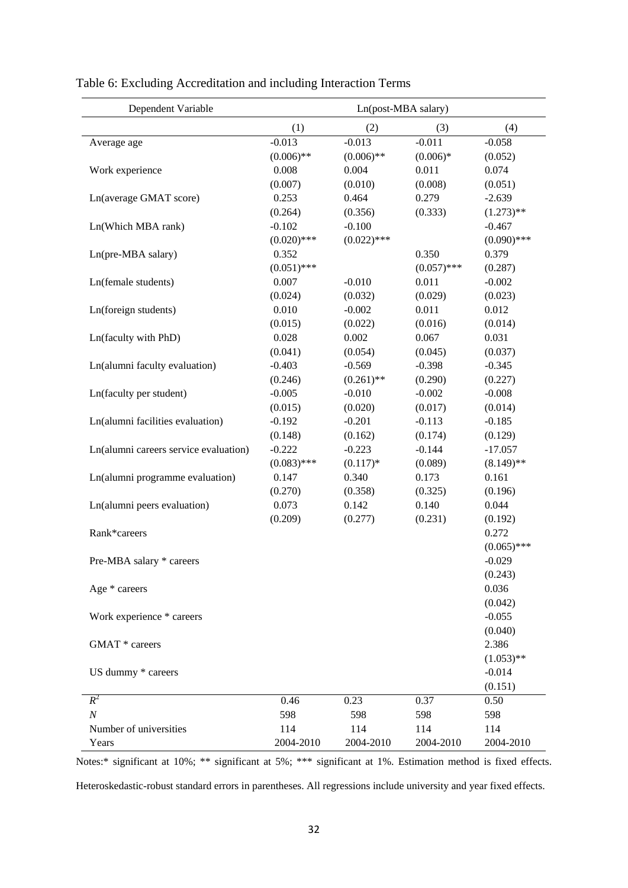Table 6: Excluding Accreditation and including Interaction Terms

| Dependent Variable | Ln(post-MBA salary) | | | |
|---|---|---|---|---|
| | (1) | (2) | (3) | (4) |
| Average age | -0.013 | -0.013 | -0.011 | -0.058 |
| | (0.006)** | (0.006)** | (0.006)* | (0.052) |
| Work experience | 0.008 | 0.004 | 0.011 | 0.074 |
| | (0.007) | (0.010) | (0.008) | (0.051) |
| Ln(average GMAT score) | 0.253 | 0.464 | 0.279 | -2.639 |
| | (0.264) | (0.356) | (0.333) | (1.273)** |
| Ln(Which MBA rank) | -0.102 | -0.100 | | -0.467 |
| | (0.020)*** | (0.022)*** | | (0.090)*** |
| Ln(pre-MBA salary) | 0.352 | | 0.350 | 0.379 |
| | (0.051)*** | | (0.057)*** | (0.287) |
| Ln(female students) | 0.007 | -0.010 | 0.011 | -0.002 |
| | (0.024) | (0.032) | (0.029) | (0.023) |
| Ln(foreign students) | 0.010 | -0.002 | 0.011 | 0.012 |
| | (0.015) | (0.022) | (0.016) | (0.014) |
| Ln(faculty with PhD) | 0.028 | 0.002 | 0.067 | 0.031 |
| | (0.041) | (0.054) | (0.045) | (0.037) |
| Ln(alumni faculty evaluation) | -0.403 | -0.569 | -0.398 | -0.345 |
| | (0.246) | (0.261)** | (0.290) | (0.227) |
| Ln(faculty per student) | -0.005 | -0.010 | -0.002 | -0.008 |
| | (0.015) | (0.020) | (0.017) | (0.014) |
| Ln(alumni facilities evaluation) | -0.192 | -0.201 | -0.113 | -0.185 |
| | (0.148) | (0.162) | (0.174) | (0.129) |
| Ln(alumni careers service evaluation) | -0.222 | -0.223 | -0.144 | -17.057 |
| | (0.083)*** | (0.117)* | (0.089) | (8.149)** |
| Ln(alumni programme evaluation) | 0.147 | 0.340 | 0.173 | 0.161 |
| | (0.270) | (0.358) | (0.325) | (0.196) |
| Ln(alumni peers evaluation) | 0.073 | 0.142 | 0.140 | 0.044 |
| | (0.209) | (0.277) | (0.231) | (0.192) |
| Rank*careers | | | | 0.272 |
| | | | | (0.065)*** |
| Pre-MBA salary * careers | | | | -0.029 |
| | | | | (0.243) |
| Age * careers | | | | 0.036 |
| | | | | (0.042) |
| Work experience * careers | | | | -0.055 |
| | | | | (0.040) |
| GMAT * careers | | | | 2.386 |
| | | | | (1.053)** |
| US dummy * careers | | | | -0.014 |
| | | | | (0.151) |
| $R^2$ | 0.46 | 0.23 | 0.37 | 0.50 |
| $N$ | 598 | 598 | 598 | 598 |
| Number of universities | 114 | 114 | 114 | 114 |
| Years | 2004-2010 | 2004-2010 | 2004-2010 | 2004-2010 |

Notes:* significant at 10%; ** significant at 5%; *** significant at 1%. Estimation method is fixed effects. Heteroskedastic-robust standard errors in parentheses. All regressions include university and year fixed effects.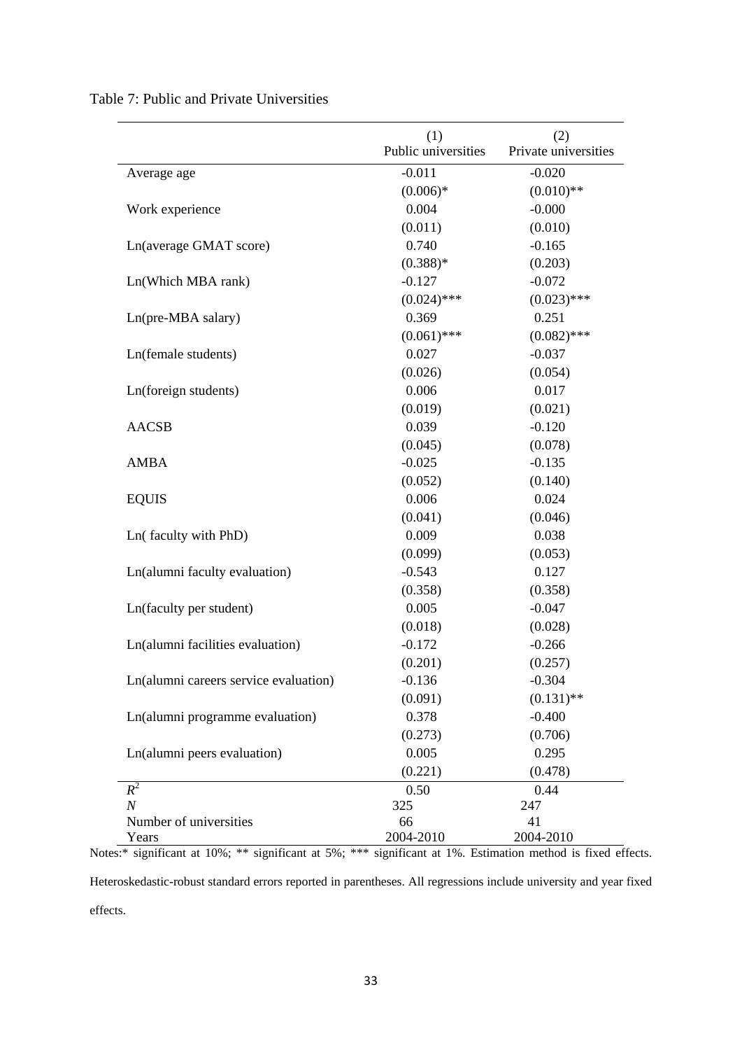Table 7: Public and Private Universities

| | (1) Public universities | (2) Private universities |
|---|---|---|
| Average age | -0.011 | -0.020 |
| | (0.006)* | (0.010)** |
| Work experience | 0.004 | -0.000 |
| | (0.011) | (0.010) |
| Ln(average GMAT score) | 0.740 | -0.165 |
| | (0.388)* | (0.203) |
| Ln(Which MBA rank) | -0.127 | -0.072 |
| | (0.024)*** | (0.023)*** |
| Ln(pre-MBA salary) | 0.369 | 0.251 |
| | (0.061)*** | (0.082)*** |
| Ln(female students) | 0.027 | -0.037 |
| | (0.026) | (0.054) |
| Ln(foreign students) | 0.006 | 0.017 |
| | (0.019) | (0.021) |
| AACSB | 0.039 | -0.120 |
| | (0.045) | (0.078) |
| AMBA | -0.025 | -0.135 |
| | (0.052) | (0.140) |
| EQUIS | 0.006 | 0.024 |
| | (0.041) | (0.046) |
| Ln( faculty with PhD) | 0.009 | 0.038 |
| | (0.099) | (0.053) |
| Ln(alumni faculty evaluation) | -0.543 | 0.127 |
| | (0.358) | (0.358) |
| Ln(faculty per student) | 0.005 | -0.047 |
| | (0.018) | (0.028) |
| Ln(alumni facilities evaluation) | -0.172 | -0.266 |
| | (0.201) | (0.257) |
| Ln(alumni careers service evaluation) | -0.136 | -0.304 |
| | (0.091) | (0.131)** |
| Ln(alumni programme evaluation) | 0.378 | -0.400 |
| | (0.273) | (0.706) |
| Ln(alumni peers evaluation) | 0.005 | 0.295 |
| | (0.221) | (0.478) |
| $R^2$ | 0.50 | 0.44 |
| $N$ | 325 | 247 |
| Number of universities | 66 | 41 |
| Years | 2004-2010 | 2004-2010 |

Notes:* significant at 10%; ** significant at 5%; *** significant at 1%. Estimation method is fixed effects. Heteroskedastic-robust standard errors reported in parentheses. All regressions include university and year fixed effects.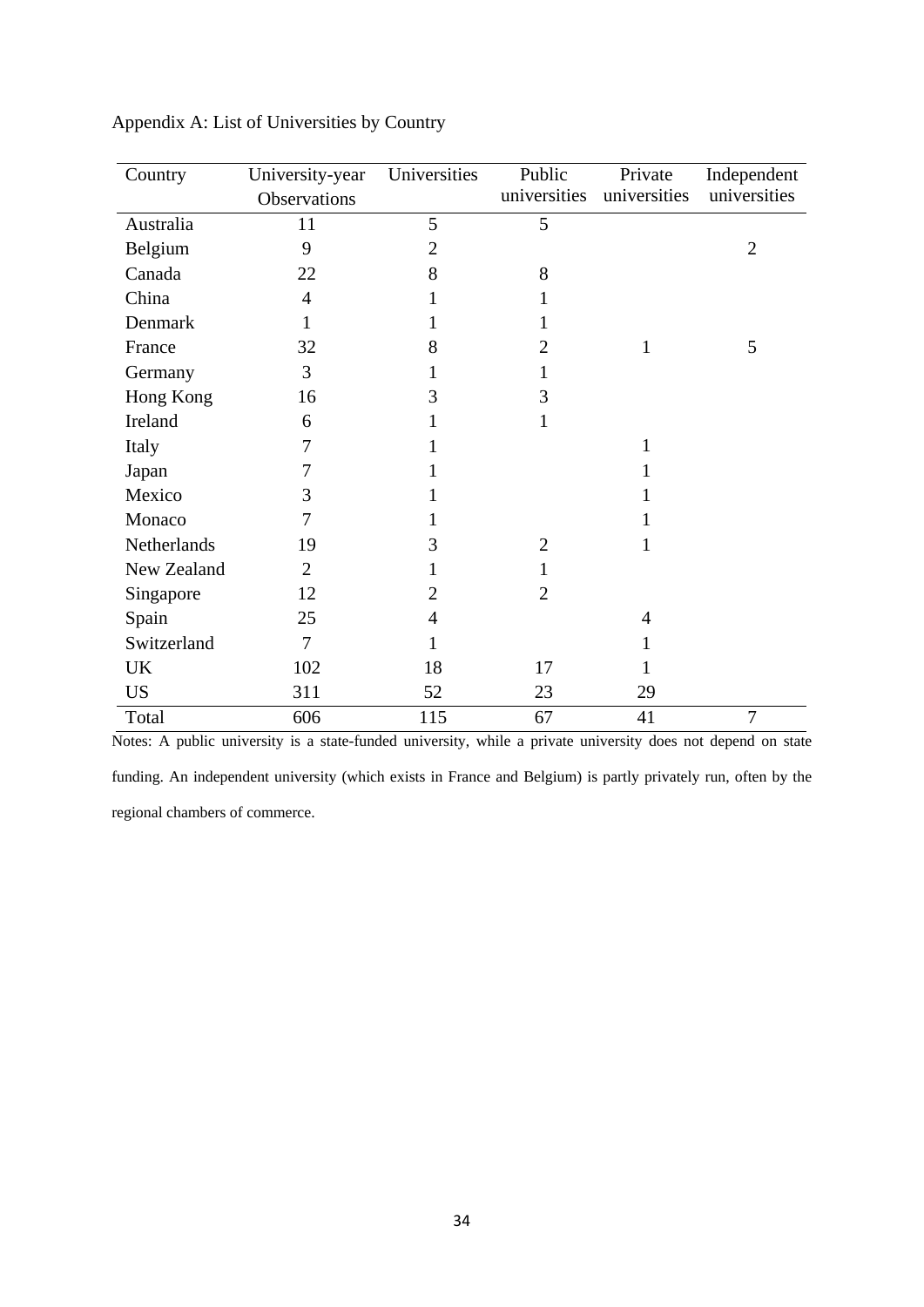Appendix A: List of Universities by Country

| Country | University-year Observations | Universities | Public universities | Private universities | Independent universities |
|---|---|---|---|---|---|
| Australia | 11 | 5 | 5 | | |
| Belgium | 9 | 2 | | | 2 |
| Canada | 22 | 8 | 8 | | |
| China | 4 | 1 | 1 | | |
| Denmark | 1 | 1 | 1 | | |
| France | 32 | 8 | 2 | 1 | 5 |
| Germany | 3 | 1 | 1 | | |
| Hong Kong | 16 | 3 | 3 | | |
| Ireland | 6 | 1 | 1 | | |
| Italy | 7 | 1 | | 1 | |
| Japan | 7 | 1 | | 1 | |
| Mexico | 3 | 1 | | 1 | |
| Monaco | 7 | 1 | | 1 | |
| Netherlands | 19 | 3 | 2 | 1 | |
| New Zealand | 2 | 1 | 1 | | |
| Singapore | 12 | 2 | 2 | | |
| Spain | 25 | 4 | | 4 | |
| Switzerland | 7 | 1 | | 1 | |
| UK | 102 | 18 | 17 | 1 | |
| US | 311 | 52 | 23 | 29 | |
| Total | 606 | 115 | 67 | 41 | 7 |

Notes: A public university is a state-funded university, while a private university does not depend on state funding. An independent university (which exists in France and Belgium) is partly privately run, often by the regional chambers of commerce.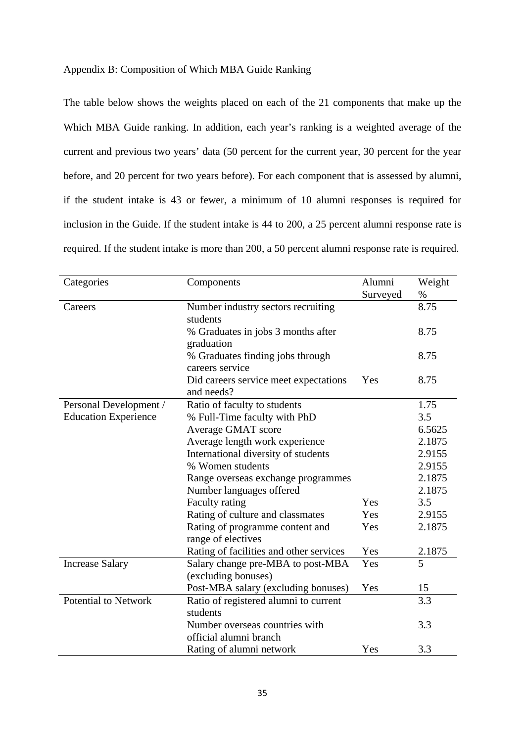Appendix B: Composition of Which MBA Guide Ranking

The table below shows the weights placed on each of the 21 components that make up the Which MBA Guide ranking. In addition, each year's ranking is a weighted average of the current and previous two years' data (50 percent for the current year, 30 percent for the year before, and 20 percent for two years before). For each component that is assessed by alumni, if the student intake is 43 or fewer, a minimum of 10 alumni responses is required for inclusion in the Guide. If the student intake is 44 to 200, a 25 percent alumni response rate is required. If the student intake is more than 200, a 50 percent alumni response rate is required.

| Categories | Components | Alumni Surveyed | Weight % |
|---|---|---|---|
| Careers | Number industry sectors recruiting students | | 8.75 |
| | % Graduates in jobs 3 months after graduation | | 8.75 |
| | % Graduates finding jobs through careers service | | 8.75 |
| | Did careers service meet expectations and needs? | Yes | 8.75 |
| Personal Development / Education Experience | Ratio of faculty to students | | 1.75 |
| | % Full-Time faculty with PhD | | 3.5 |
| | Average GMAT score | | 6.5625 |
| | Average length work experience | | 2.1875 |
| | International diversity of students | | 2.9155 |
| | % Women students | | 2.9155 |
| | Range overseas exchange programmes | | 2.1875 |
| | Number languages offered | | 2.1875 |
| | Faculty rating | Yes | 3.5 |
| | Rating of culture and classmates | Yes | 2.9155 |
| | Rating of programme content and range of electives | Yes | 2.1875 |
| | Rating of facilities and other services | Yes | 2.1875 |
| Increase Salary | Salary change pre-MBA to post-MBA (excluding bonuses) | Yes | 5 |
| | Post-MBA salary (excluding bonuses) | Yes | 15 |
| Potential to Network | Ratio of registered alumni to current students | | 3.3 |
| | Number overseas countries with official alumni branch | | 3.3 |
| | Rating of alumni network | Yes | 3.3 |